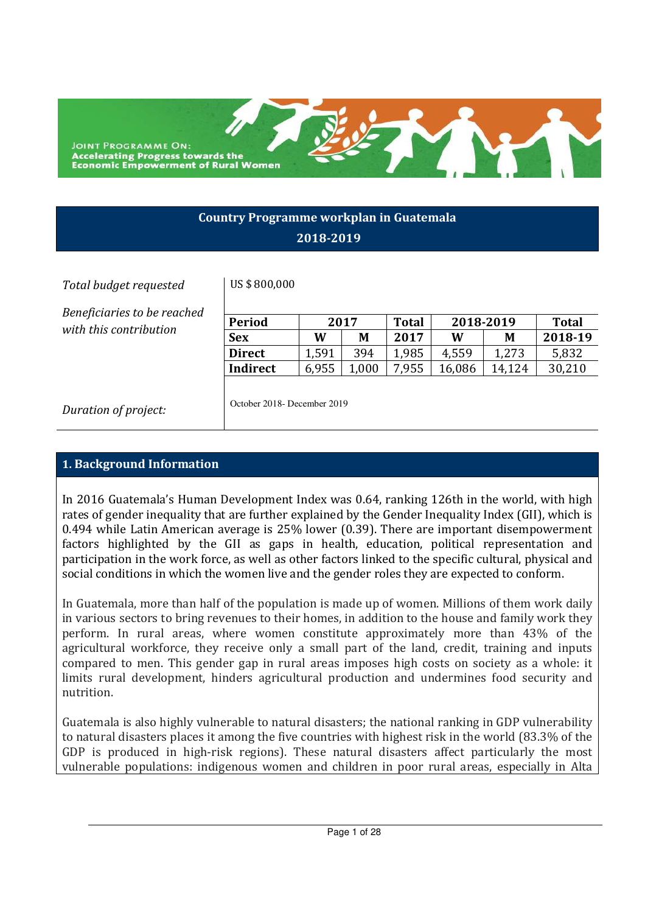JOINT PROGRAMME ON: Accelerating Progress towards the Economic Empowerment of Rural Women

# Country Programme workplan in Guatemala 2018-2019

*Total budget requested*: US $ 800,000

*Beneficiaries to be reached with this contribution*

| Period | 2017 | | Total | 2018-2019 | | Total |
|---|---|---|---|---|---|---|
| Sex | W | M | 2017 | W | M | 2018-19 |
| Direct | 1,591 | 394 | 1,985 | 4,559 | 1,273 | 5,832 |
| Indirect | 6,955 | 1,000 | 7,955 | 16,086 | 14,124 | 30,210 |

*Duration of project*: October 2018- December 2019

## 1. Background Information

In 2016 Guatemala's Human Development Index was 0.64, ranking 126th in the world, with high rates of gender inequality that are further explained by the Gender Inequality Index (GII), which is 0.494 while Latin American average is 25% lower (0.39). There are important disempowerment factors highlighted by the GII as gaps in health, education, political representation and participation in the work force, as well as other factors linked to the specific cultural, physical and social conditions in which the women live and the gender roles they are expected to conform.

In Guatemala, more than half of the population is made up of women. Millions of them work daily in various sectors to bring revenues to their homes, in addition to the house and family work they perform. In rural areas, where women constitute approximately more than 43% of the agricultural workforce, they receive only a small part of the land, credit, training and inputs compared to men. This gender gap in rural areas imposes high costs on society as a whole: it limits rural development, hinders agricultural production and undermines food security and nutrition.

Guatemala is also highly vulnerable to natural disasters; the national ranking in GDP vulnerability to natural disasters places it among the five countries with highest risk in the world (83.3% of the GDP is produced in high-risk regions). These natural disasters affect particularly the most vulnerable populations: indigenous women and children in poor rural areas, especially in Alta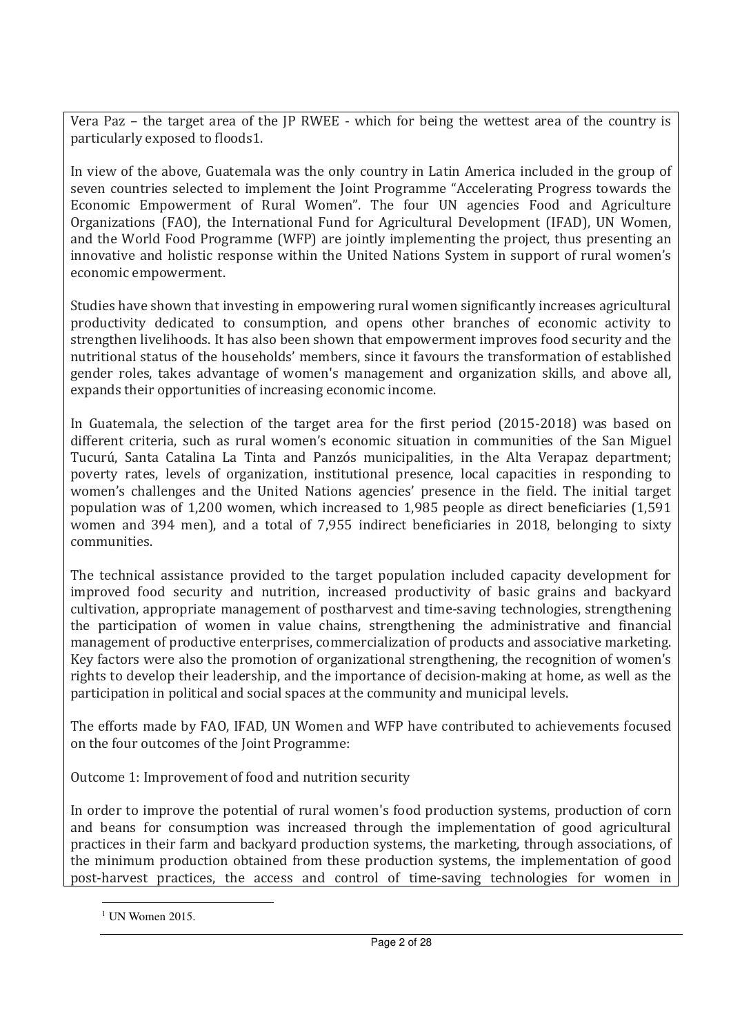Vera Paz – the target area of the JP RWEE - which for being the wettest area of the country is particularly exposed to floods1.

In view of the above, Guatemala was the only country in Latin America included in the group of seven countries selected to implement the Joint Programme "Accelerating Progress towards the Economic Empowerment of Rural Women". The four UN agencies Food and Agriculture Organizations (FAO), the International Fund for Agricultural Development (IFAD), UN Women, and the World Food Programme (WFP) are jointly implementing the project, thus presenting an innovative and holistic response within the United Nations System in support of rural women's economic empowerment.

Studies have shown that investing in empowering rural women significantly increases agricultural productivity dedicated to consumption, and opens other branches of economic activity to strengthen livelihoods. It has also been shown that empowerment improves food security and the nutritional status of the households' members, since it favours the transformation of established gender roles, takes advantage of women's management and organization skills, and above all, expands their opportunities of increasing economic income.

In Guatemala, the selection of the target area for the first period (2015-2018) was based on different criteria, such as rural women's economic situation in communities of the San Miguel Tucurú, Santa Catalina La Tinta and Panzós municipalities, in the Alta Verapaz department; poverty rates, levels of organization, institutional presence, local capacities in responding to women's challenges and the United Nations agencies' presence in the field. The initial target population was of 1,200 women, which increased to 1,985 people as direct beneficiaries (1,591 women and 394 men), and a total of 7,955 indirect beneficiaries in 2018, belonging to sixty communities.

The technical assistance provided to the target population included capacity development for improved food security and nutrition, increased productivity of basic grains and backyard cultivation, appropriate management of postharvest and time-saving technologies, strengthening the participation of women in value chains, strengthening the administrative and financial management of productive enterprises, commercialization of products and associative marketing. Key factors were also the promotion of organizational strengthening, the recognition of women's rights to develop their leadership, and the importance of decision-making at home, as well as the participation in political and social spaces at the community and municipal levels.

The efforts made by FAO, IFAD, UN Women and WFP have contributed to achievements focused on the four outcomes of the Joint Programme:

Outcome 1: Improvement of food and nutrition security

In order to improve the potential of rural women's food production systems, production of corn and beans for consumption was increased through the implementation of good agricultural practices in their farm and backyard production systems, the marketing, through associations, of the minimum production obtained from these production systems, the implementation of good post-harvest practices, the access and control of time-saving technologies for women in

[1] UN Women 2015.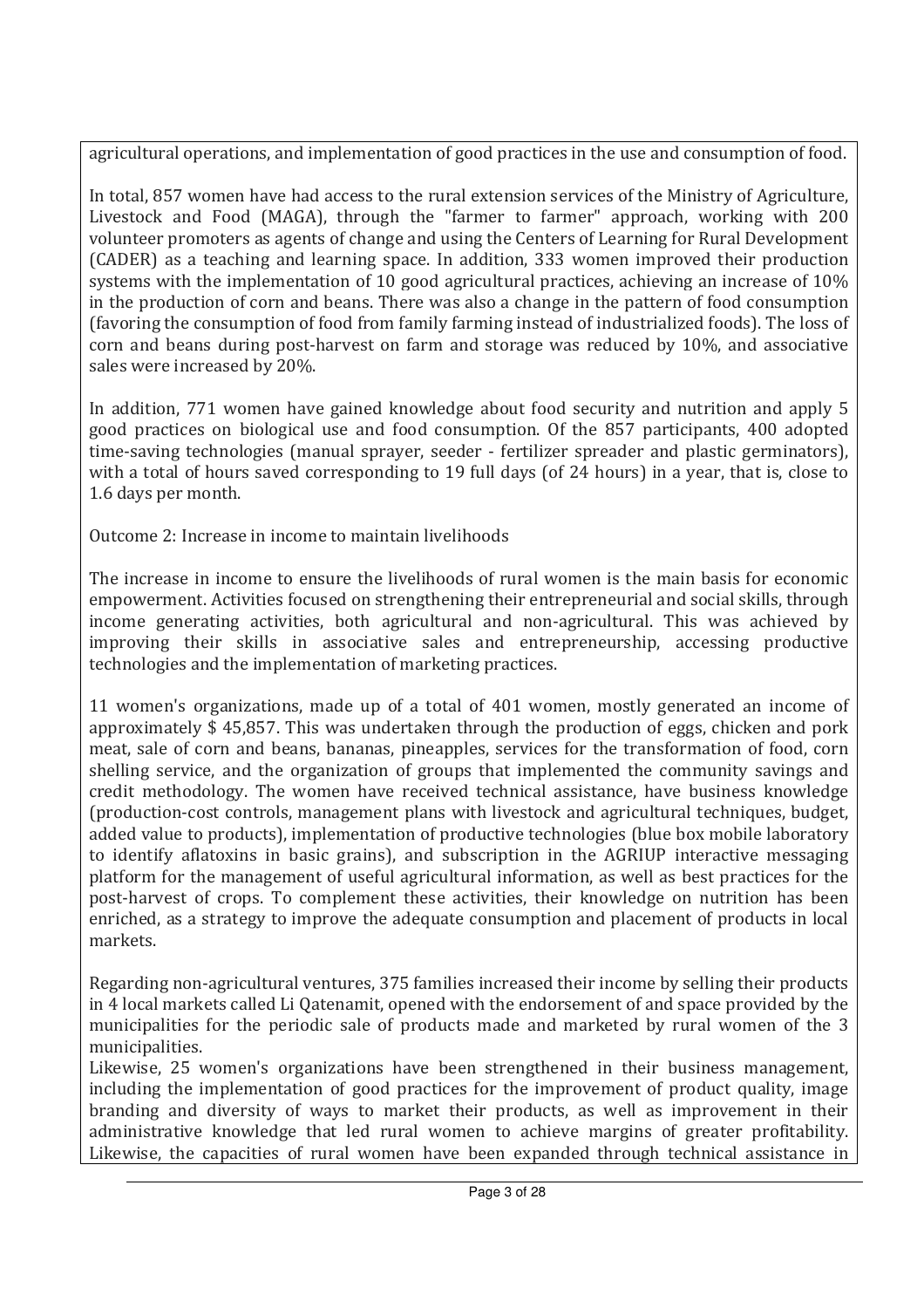agricultural operations, and implementation of good practices in the use and consumption of food.

In total, 857 women have had access to the rural extension services of the Ministry of Agriculture, Livestock and Food (MAGA), through the "farmer to farmer" approach, working with 200 volunteer promoters as agents of change and using the Centers of Learning for Rural Development (CADER) as a teaching and learning space. In addition, 333 women improved their production systems with the implementation of 10 good agricultural practices, achieving an increase of 10% in the production of corn and beans. There was also a change in the pattern of food consumption (favoring the consumption of food from family farming instead of industrialized foods). The loss of corn and beans during post-harvest on farm and storage was reduced by 10%, and associative sales were increased by 20%.

In addition, 771 women have gained knowledge about food security and nutrition and apply 5 good practices on biological use and food consumption. Of the 857 participants, 400 adopted time-saving technologies (manual sprayer, seeder - fertilizer spreader and plastic germinators), with a total of hours saved corresponding to 19 full days (of 24 hours) in a year, that is, close to 1.6 days per month.

Outcome 2: Increase in income to maintain livelihoods

The increase in income to ensure the livelihoods of rural women is the main basis for economic empowerment. Activities focused on strengthening their entrepreneurial and social skills, through income generating activities, both agricultural and non-agricultural. This was achieved by improving their skills in associative sales and entrepreneurship, accessing productive technologies and the implementation of marketing practices.

11 women's organizations, made up of a total of 401 women, mostly generated an income of approximately $ 45,857. This was undertaken through the production of eggs, chicken and pork meat, sale of corn and beans, bananas, pineapples, services for the transformation of food, corn shelling service, and the organization of groups that implemented the community savings and credit methodology. The women have received technical assistance, have business knowledge (production-cost controls, management plans with livestock and agricultural techniques, budget, added value to products), implementation of productive technologies (blue box mobile laboratory to identify aflatoxins in basic grains), and subscription in the AGRIUP interactive messaging platform for the management of useful agricultural information, as well as best practices for the post-harvest of crops. To complement these activities, their knowledge on nutrition has been enriched, as a strategy to improve the adequate consumption and placement of products in local markets.

Regarding non-agricultural ventures, 375 families increased their income by selling their products in 4 local markets called Li Qatenamit, opened with the endorsement of and space provided by the municipalities for the periodic sale of products made and marketed by rural women of the 3 municipalities.

Likewise, 25 women's organizations have been strengthened in their business management, including the implementation of good practices for the improvement of product quality, image branding and diversity of ways to market their products, as well as improvement in their administrative knowledge that led rural women to achieve margins of greater profitability. Likewise, the capacities of rural women have been expanded through technical assistance in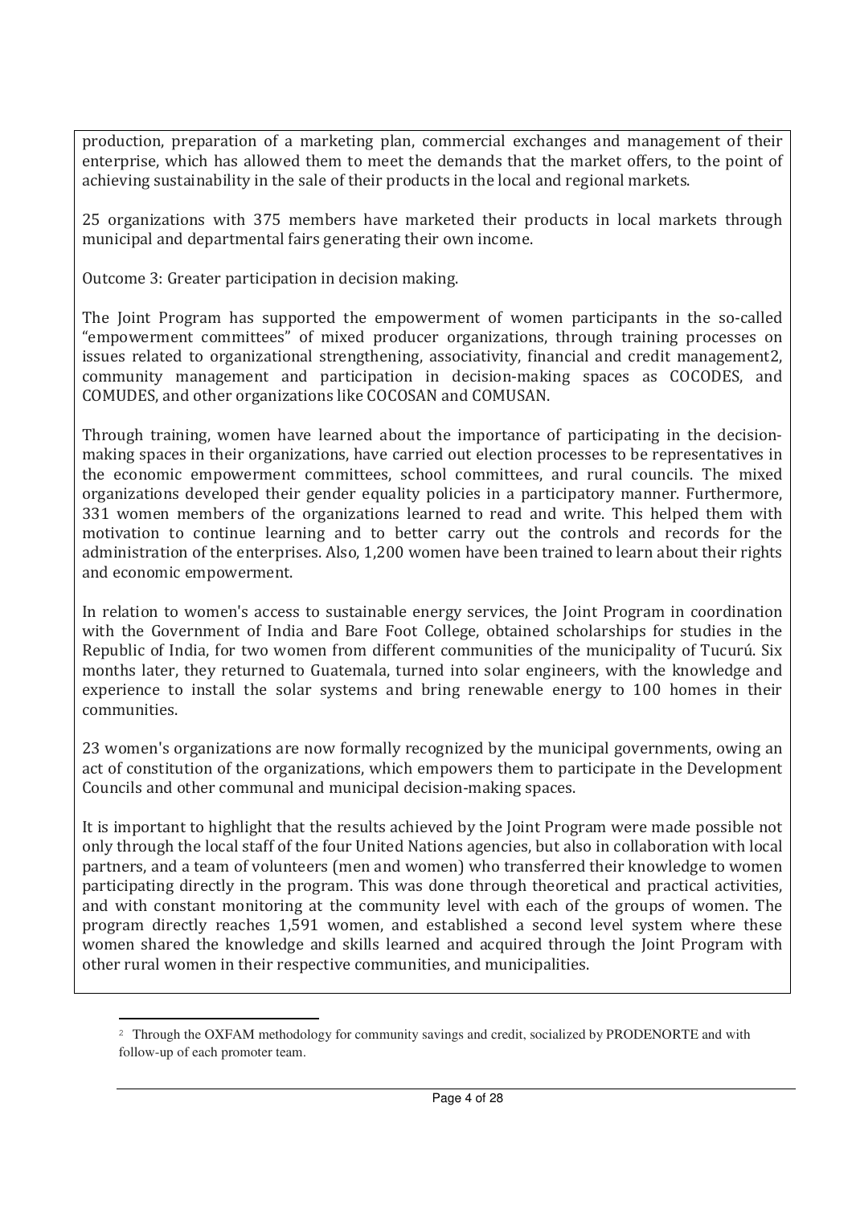production, preparation of a marketing plan, commercial exchanges and management of their enterprise, which has allowed them to meet the demands that the market offers, to the point of achieving sustainability in the sale of their products in the local and regional markets.

25 organizations with 375 members have marketed their products in local markets through municipal and departmental fairs generating their own income.

Outcome 3: Greater participation in decision making.

The Joint Program has supported the empowerment of women participants in the so-called "empowerment committees" of mixed producer organizations, through training processes on issues related to organizational strengthening, associativity, financial and credit management[2], community management and participation in decision-making spaces as COCODES, and COMUDES, and other organizations like COCOSAN and COMUSAN.

Through training, women have learned about the importance of participating in the decision-making spaces in their organizations, have carried out election processes to be representatives in the economic empowerment committees, school committees, and rural councils. The mixed organizations developed their gender equality policies in a participatory manner. Furthermore, 331 women members of the organizations learned to read and write. This helped them with motivation to continue learning and to better carry out the controls and records for the administration of the enterprises. Also, 1,200 women have been trained to learn about their rights and economic empowerment.

In relation to women's access to sustainable energy services, the Joint Program in coordination with the Government of India and Bare Foot College, obtained scholarships for studies in the Republic of India, for two women from different communities of the municipality of Tucurú. Six months later, they returned to Guatemala, turned into solar engineers, with the knowledge and experience to install the solar systems and bring renewable energy to 100 homes in their communities.

23 women's organizations are now formally recognized by the municipal governments, owing an act of constitution of the organizations, which empowers them to participate in the Development Councils and other communal and municipal decision-making spaces.

It is important to highlight that the results achieved by the Joint Program were made possible not only through the local staff of the four United Nations agencies, but also in collaboration with local partners, and a team of volunteers (men and women) who transferred their knowledge to women participating directly in the program. This was done through theoretical and practical activities, and with constant monitoring at the community level with each of the groups of women. The program directly reaches 1,591 women, and established a second level system where these women shared the knowledge and skills learned and acquired through the Joint Program with other rural women in their respective communities, and municipalities.

[2] Through the OXFAM methodology for community savings and credit, socialized by PRODENORTE and with follow-up of each promoter team.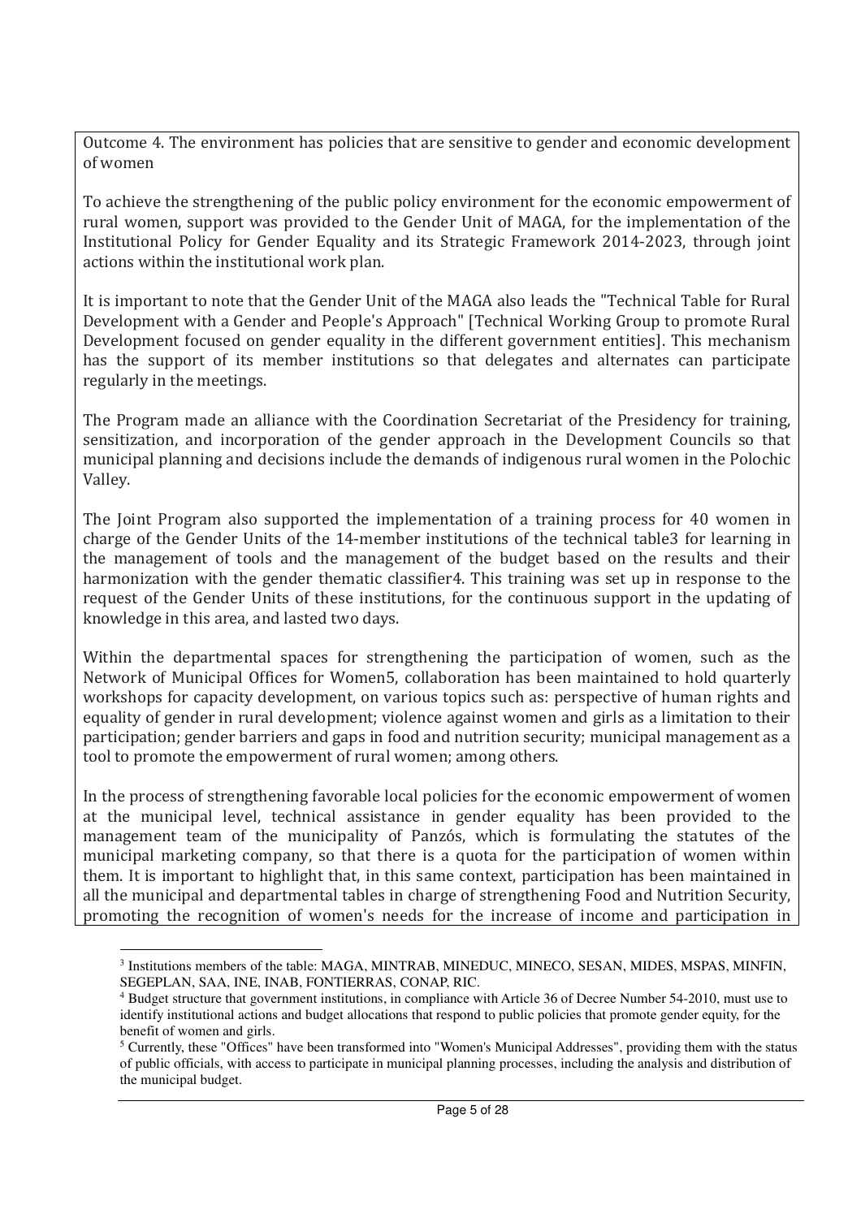Outcome 4. The environment has policies that are sensitive to gender and economic development of women

To achieve the strengthening of the public policy environment for the economic empowerment of rural women, support was provided to the Gender Unit of MAGA, for the implementation of the Institutional Policy for Gender Equality and its Strategic Framework 2014-2023, through joint actions within the institutional work plan.

It is important to note that the Gender Unit of the MAGA also leads the "Technical Table for Rural Development with a Gender and People's Approach" [Technical Working Group to promote Rural Development focused on gender equality in the different government entities]. This mechanism has the support of its member institutions so that delegates and alternates can participate regularly in the meetings.

The Program made an alliance with the Coordination Secretariat of the Presidency for training, sensitization, and incorporation of the gender approach in the Development Councils so that municipal planning and decisions include the demands of indigenous rural women in the Polochic Valley.

The Joint Program also supported the implementation of a training process for 40 women in charge of the Gender Units of the 14-member institutions of the technical table[3] for learning in the management of tools and the management of the budget based on the results and their harmonization with the gender thematic classifier[4]. This training was set up in response to the request of the Gender Units of these institutions, for the continuous support in the updating of knowledge in this area, and lasted two days.

Within the departmental spaces for strengthening the participation of women, such as the Network of Municipal Offices for Women[5], collaboration has been maintained to hold quarterly workshops for capacity development, on various topics such as: perspective of human rights and equality of gender in rural development; violence against women and girls as a limitation to their participation; gender barriers and gaps in food and nutrition security; municipal management as a tool to promote the empowerment of rural women; among others.

In the process of strengthening favorable local policies for the economic empowerment of women at the municipal level, technical assistance in gender equality has been provided to the management team of the municipality of Panzós, which is formulating the statutes of the municipal marketing company, so that there is a quota for the participation of women within them. It is important to highlight that, in this same context, participation has been maintained in all the municipal and departmental tables in charge of strengthening Food and Nutrition Security, promoting the recognition of women's needs for the increase of income and participation in

---

[3] Institutions members of the table: MAGA, MINTRAB, MINEDUC, MINECO, SESAN, MIDES, MSPAS, MINFIN, SEGEPLAN, SAA, INE, INAB, FONTIERRAS, CONAP, RIC.

[4] Budget structure that government institutions, in compliance with Article 36 of Decree Number 54-2010, must use to identify institutional actions and budget allocations that respond to public policies that promote gender equity, for the benefit of women and girls.

[5] Currently, these "Offices" have been transformed into "Women's Municipal Addresses", providing them with the status of public officials, with access to participate in municipal planning processes, including the analysis and distribution of the municipal budget.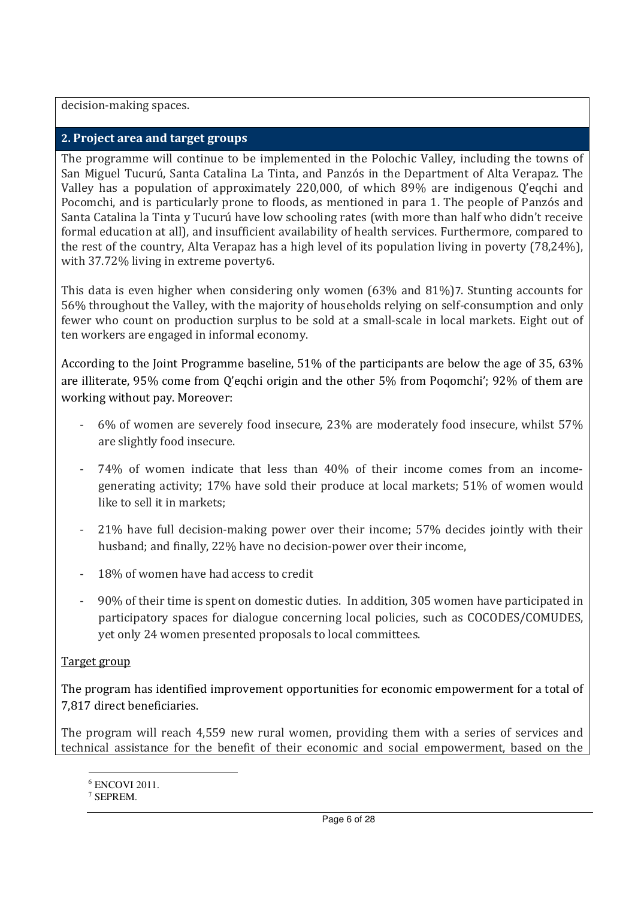decision-making spaces.

## 2. Project area and target groups

The programme will continue to be implemented in the Polochic Valley, including the towns of San Miguel Tucurú, Santa Catalina La Tinta, and Panzós in the Department of Alta Verapaz. The Valley has a population of approximately 220,000, of which 89% are indigenous Q'eqchi and Pocomchi, and is particularly prone to floods, as mentioned in para 1. The people of Panzós and Santa Catalina la Tinta y Tucurú have low schooling rates (with more than half who didn't receive formal education at all), and insufficient availability of health services. Furthermore, compared to the rest of the country, Alta Verapaz has a high level of its population living in poverty (78,24%), with 37.72% living in extreme poverty[6].

This data is even higher when considering only women (63% and 81%)[7]. Stunting accounts for 56% throughout the Valley, with the majority of households relying on self-consumption and only fewer who count on production surplus to be sold at a small-scale in local markets. Eight out of ten workers are engaged in informal economy.

According to the Joint Programme baseline, 51% of the participants are below the age of 35, 63% are illiterate, 95% come from Q'eqchi origin and the other 5% from Poqomchi'; 92% of them are working without pay. Moreover:

- 6% of women are severely food insecure, 23% are moderately food insecure, whilst 57% are slightly food insecure.
- 74% of women indicate that less than 40% of their income comes from an income-generating activity; 17% have sold their produce at local markets; 51% of women would like to sell it in markets;
- 21% have full decision-making power over their income; 57% decides jointly with their husband; and finally, 22% have no decision-power over their income,
- 18% of women have had access to credit
- 90% of their time is spent on domestic duties. In addition, 305 women have participated in participatory spaces for dialogue concerning local policies, such as COCODES/COMUDES, yet only 24 women presented proposals to local committees.

Target group

The program has identified improvement opportunities for economic empowerment for a total of 7,817 direct beneficiaries.

The program will reach 4,559 new rural women, providing them with a series of services and technical assistance for the benefit of their economic and social empowerment, based on the

[6] ENCOVI 2011.
[7] SEPREM.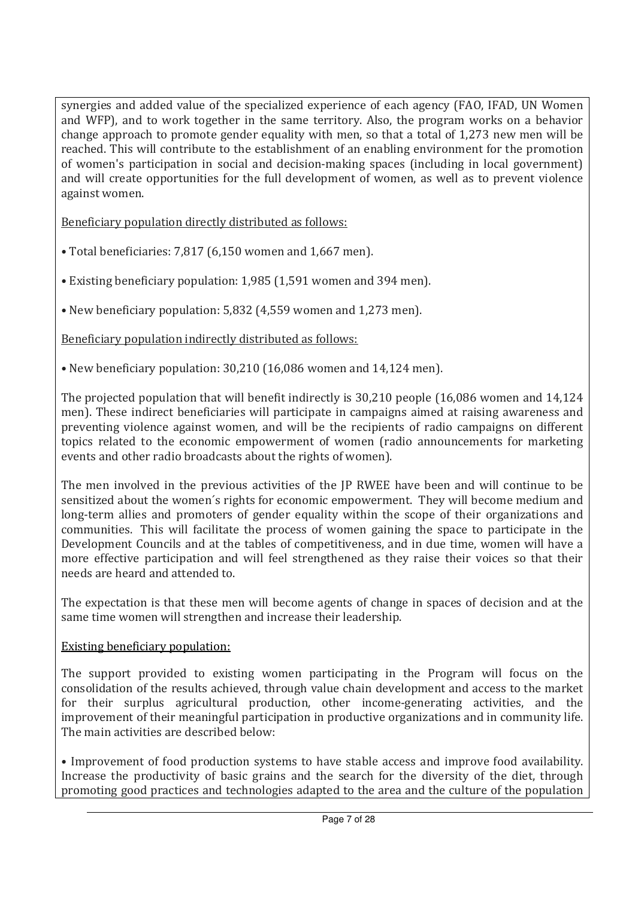synergies and added value of the specialized experience of each agency (FAO, IFAD, UN Women and WFP), and to work together in the same territory. Also, the program works on a behavior change approach to promote gender equality with men, so that a total of 1,273 new men will be reached. This will contribute to the establishment of an enabling environment for the promotion of women's participation in social and decision-making spaces (including in local government) and will create opportunities for the full development of women, as well as to prevent violence against women.

<u>Beneficiary population directly distributed as follows:</u>

- Total beneficiaries: 7,817 (6,150 women and 1,667 men).
- Existing beneficiary population: 1,985 (1,591 women and 394 men).
- New beneficiary population: 5,832 (4,559 women and 1,273 men).

<u>Beneficiary population indirectly distributed as follows:</u>

- New beneficiary population: 30,210 (16,086 women and 14,124 men).

The projected population that will benefit indirectly is 30,210 people (16,086 women and 14,124 men). These indirect beneficiaries will participate in campaigns aimed at raising awareness and preventing violence against women, and will be the recipients of radio campaigns on different topics related to the economic empowerment of women (radio announcements for marketing events and other radio broadcasts about the rights of women).

The men involved in the previous activities of the JP RWEE have been and will continue to be sensitized about the women´s rights for economic empowerment. They will become medium and long-term allies and promoters of gender equality within the scope of their organizations and communities. This will facilitate the process of women gaining the space to participate in the Development Councils and at the tables of competitiveness, and in due time, women will have a more effective participation and will feel strengthened as they raise their voices so that their needs are heard and attended to.

The expectation is that these men will become agents of change in spaces of decision and at the same time women will strengthen and increase their leadership.

<u>Existing beneficiary population:</u>

The support provided to existing women participating in the Program will focus on the consolidation of the results achieved, through value chain development and access to the market for their surplus agricultural production, other income-generating activities, and the improvement of their meaningful participation in productive organizations and in community life. The main activities are described below:

- Improvement of food production systems to have stable access and improve food availability. Increase the productivity of basic grains and the search for the diversity of the diet, through promoting good practices and technologies adapted to the area and the culture of the population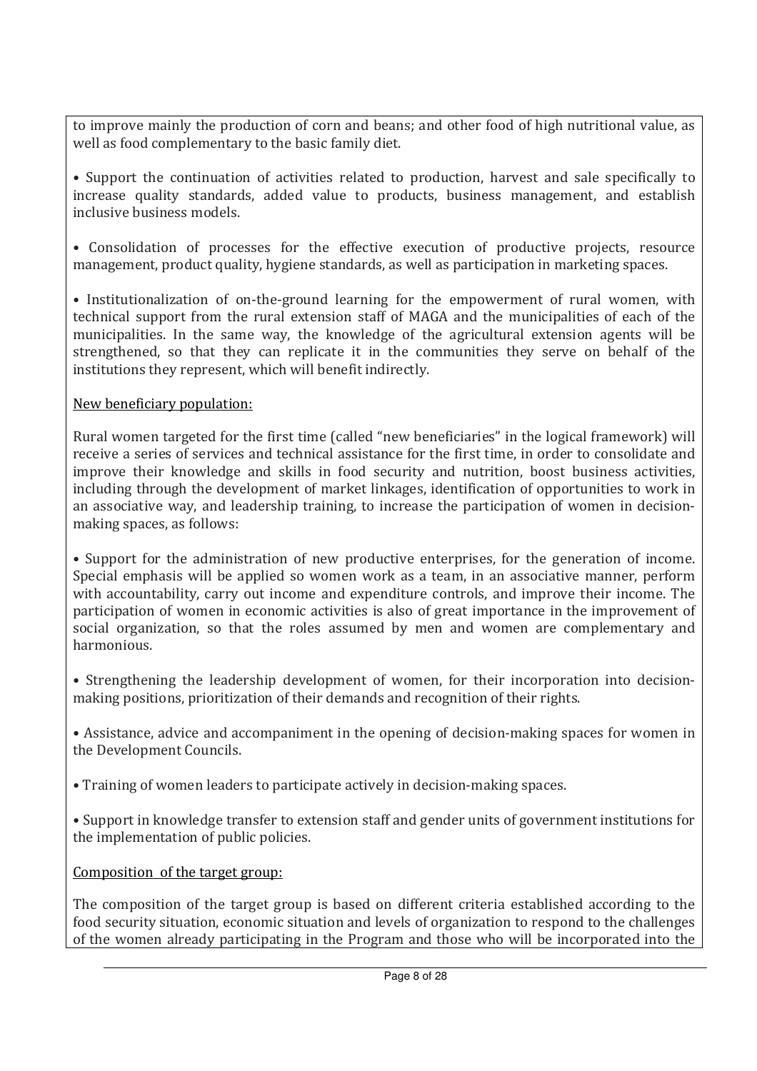to improve mainly the production of corn and beans; and other food of high nutritional value, as well as food complementary to the basic family diet.

• Support the continuation of activities related to production, harvest and sale specifically to increase quality standards, added value to products, business management, and establish inclusive business models.

• Consolidation of processes for the effective execution of productive projects, resource management, product quality, hygiene standards, as well as participation in marketing spaces.

• Institutionalization of on-the-ground learning for the empowerment of rural women, with technical support from the rural extension staff of MAGA and the municipalities of each of the municipalities. In the same way, the knowledge of the agricultural extension agents will be strengthened, so that they can replicate it in the communities they serve on behalf of the institutions they represent, which will benefit indirectly.

<u>New beneficiary population:</u>

Rural women targeted for the first time (called "new beneficiaries" in the logical framework) will receive a series of services and technical assistance for the first time, in order to consolidate and improve their knowledge and skills in food security and nutrition, boost business activities, including through the development of market linkages, identification of opportunities to work in an associative way, and leadership training, to increase the participation of women in decision-making spaces, as follows:

• Support for the administration of new productive enterprises, for the generation of income. Special emphasis will be applied so women work as a team, in an associative manner, perform with accountability, carry out income and expenditure controls, and improve their income. The participation of women in economic activities is also of great importance in the improvement of social organization, so that the roles assumed by men and women are complementary and harmonious.

• Strengthening the leadership development of women, for their incorporation into decision-making positions, prioritization of their demands and recognition of their rights.

• Assistance, advice and accompaniment in the opening of decision-making spaces for women in the Development Councils.

• Training of women leaders to participate actively in decision-making spaces.

• Support in knowledge transfer to extension staff and gender units of government institutions for the implementation of public policies.

<u>Composition of the target group:</u>

The composition of the target group is based on different criteria established according to the food security situation, economic situation and levels of organization to respond to the challenges of the women already participating in the Program and those who will be incorporated into the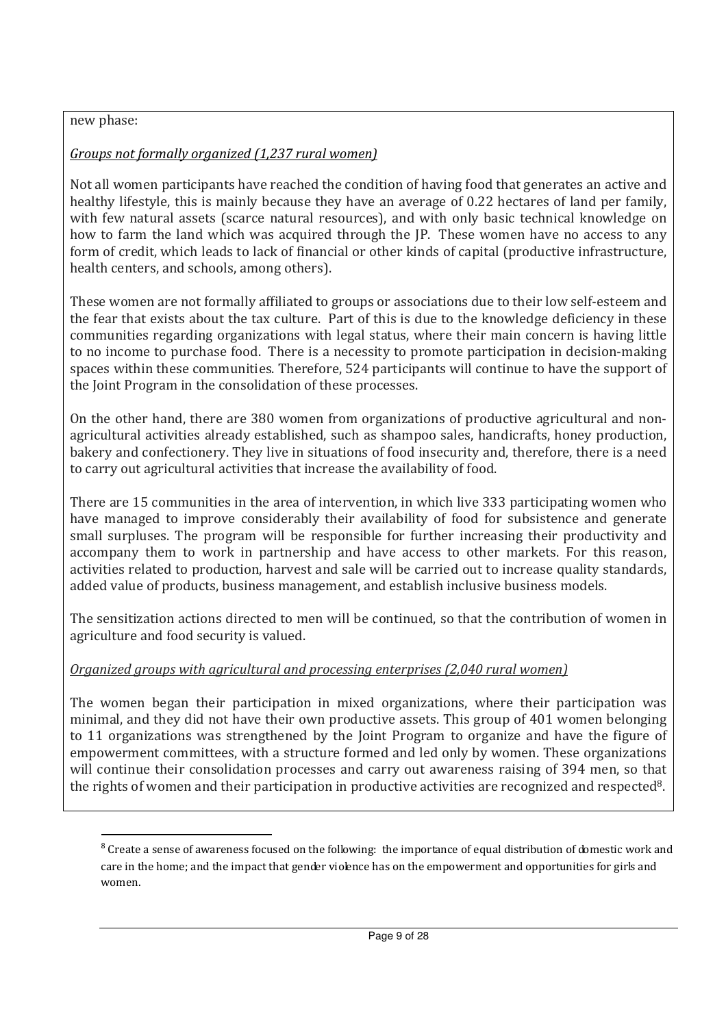new phase:

*Groups not formally organized (1,237 rural women)*

Not all women participants have reached the condition of having food that generates an active and healthy lifestyle, this is mainly because they have an average of 0.22 hectares of land per family, with few natural assets (scarce natural resources), and with only basic technical knowledge on how to farm the land which was acquired through the JP. These women have no access to any form of credit, which leads to lack of financial or other kinds of capital (productive infrastructure, health centers, and schools, among others).

These women are not formally affiliated to groups or associations due to their low self-esteem and the fear that exists about the tax culture. Part of this is due to the knowledge deficiency in these communities regarding organizations with legal status, where their main concern is having little to no income to purchase food. There is a necessity to promote participation in decision-making spaces within these communities. Therefore, 524 participants will continue to have the support of the Joint Program in the consolidation of these processes.

On the other hand, there are 380 women from organizations of productive agricultural and non-agricultural activities already established, such as shampoo sales, handicrafts, honey production, bakery and confectionery. They live in situations of food insecurity and, therefore, there is a need to carry out agricultural activities that increase the availability of food.

There are 15 communities in the area of intervention, in which live 333 participating women who have managed to improve considerably their availability of food for subsistence and generate small surpluses. The program will be responsible for further increasing their productivity and accompany them to work in partnership and have access to other markets. For this reason, activities related to production, harvest and sale will be carried out to increase quality standards, added value of products, business management, and establish inclusive business models.

The sensitization actions directed to men will be continued, so that the contribution of women in agriculture and food security is valued.

*Organized groups with agricultural and processing enterprises (2,040 rural women)*

The women began their participation in mixed organizations, where their participation was minimal, and they did not have their own productive assets. This group of 401 women belonging to 11 organizations was strengthened by the Joint Program to organize and have the figure of empowerment committees, with a structure formed and led only by women. These organizations will continue their consolidation processes and carry out awareness raising of 394 men, so that the rights of women and their participation in productive activities are recognized and respected[8].

[8] Create a sense of awareness focused on the following: the importance of equal distribution of domestic work and care in the home; and the impact that gender violence has on the empowerment and opportunities for girls and women.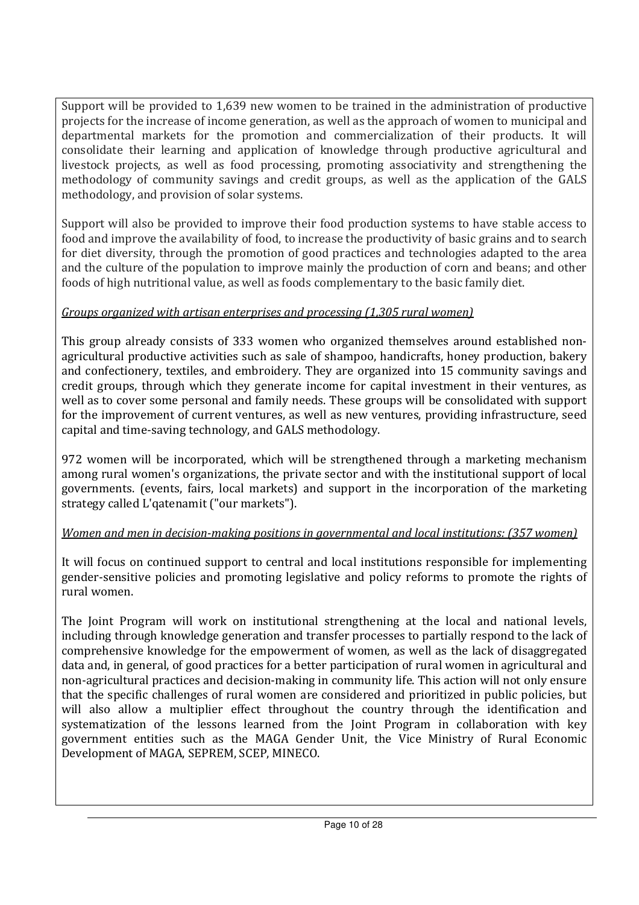Support will be provided to 1,639 new women to be trained in the administration of productive projects for the increase of income generation, as well as the approach of women to municipal and departmental markets for the promotion and commercialization of their products. It will consolidate their learning and application of knowledge through productive agricultural and livestock projects, as well as food processing, promoting associativity and strengthening the methodology of community savings and credit groups, as well as the application of the GALS methodology, and provision of solar systems.

Support will also be provided to improve their food production systems to have stable access to food and improve the availability of food, to increase the productivity of basic grains and to search for diet diversity, through the promotion of good practices and technologies adapted to the area and the culture of the population to improve mainly the production of corn and beans; and other foods of high nutritional value, as well as foods complementary to the basic family diet.

*Groups organized with artisan enterprises and processing (1,305 rural women)*

This group already consists of 333 women who organized themselves around established non-agricultural productive activities such as sale of shampoo, handicrafts, honey production, bakery and confectionery, textiles, and embroidery. They are organized into 15 community savings and credit groups, through which they generate income for capital investment in their ventures, as well as to cover some personal and family needs. These groups will be consolidated with support for the improvement of current ventures, as well as new ventures, providing infrastructure, seed capital and time-saving technology, and GALS methodology.

972 women will be incorporated, which will be strengthened through a marketing mechanism among rural women's organizations, the private sector and with the institutional support of local governments. (events, fairs, local markets) and support in the incorporation of the marketing strategy called L'qatenamit ("our markets").

*Women and men in decision-making positions in governmental and local institutions: (357 women)*

It will focus on continued support to central and local institutions responsible for implementing gender-sensitive policies and promoting legislative and policy reforms to promote the rights of rural women.

The Joint Program will work on institutional strengthening at the local and national levels, including through knowledge generation and transfer processes to partially respond to the lack of comprehensive knowledge for the empowerment of women, as well as the lack of disaggregated data and, in general, of good practices for a better participation of rural women in agricultural and non-agricultural practices and decision-making in community life. This action will not only ensure that the specific challenges of rural women are considered and prioritized in public policies, but will also allow a multiplier effect throughout the country through the identification and systematization of the lessons learned from the Joint Program in collaboration with key government entities such as the MAGA Gender Unit, the Vice Ministry of Rural Economic Development of MAGA, SEPREM, SCEP, MINECO.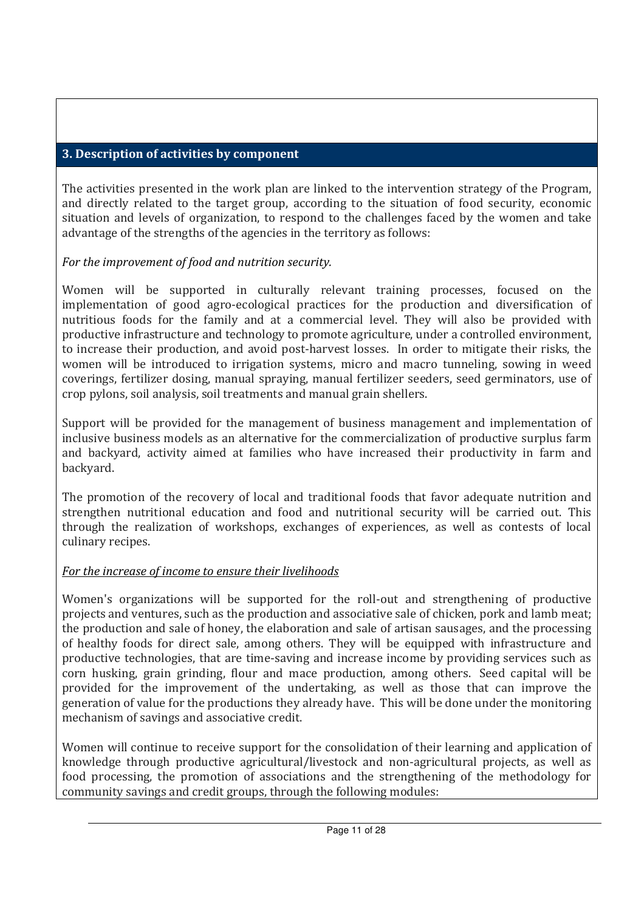## 3. Description of activities by component

The activities presented in the work plan are linked to the intervention strategy of the Program, and directly related to the target group, according to the situation of food security, economic situation and levels of organization, to respond to the challenges faced by the women and take advantage of the strengths of the agencies in the territory as follows:

*For the improvement of food and nutrition security.*

Women will be supported in culturally relevant training processes, focused on the implementation of good agro-ecological practices for the production and diversification of nutritious foods for the family and at a commercial level. They will also be provided with productive infrastructure and technology to promote agriculture, under a controlled environment, to increase their production, and avoid post-harvest losses. In order to mitigate their risks, the women will be introduced to irrigation systems, micro and macro tunneling, sowing in weed coverings, fertilizer dosing, manual spraying, manual fertilizer seeders, seed germinators, use of crop pylons, soil analysis, soil treatments and manual grain shellers.

Support will be provided for the management of business management and implementation of inclusive business models as an alternative for the commercialization of productive surplus farm and backyard, activity aimed at families who have increased their productivity in farm and backyard.

The promotion of the recovery of local and traditional foods that favor adequate nutrition and strengthen nutritional education and food and nutritional security will be carried out. This through the realization of workshops, exchanges of experiences, as well as contests of local culinary recipes.

*For the increase of income to ensure their livelihoods*

Women's organizations will be supported for the roll-out and strengthening of productive projects and ventures, such as the production and associative sale of chicken, pork and lamb meat; the production and sale of honey, the elaboration and sale of artisan sausages, and the processing of healthy foods for direct sale, among others. They will be equipped with infrastructure and productive technologies, that are time-saving and increase income by providing services such as corn husking, grain grinding, flour and mace production, among others. Seed capital will be provided for the improvement of the undertaking, as well as those that can improve the generation of value for the productions they already have. This will be done under the monitoring mechanism of savings and associative credit.

Women will continue to receive support for the consolidation of their learning and application of knowledge through productive agricultural/livestock and non-agricultural projects, as well as food processing, the promotion of associations and the strengthening of the methodology for community savings and credit groups, through the following modules: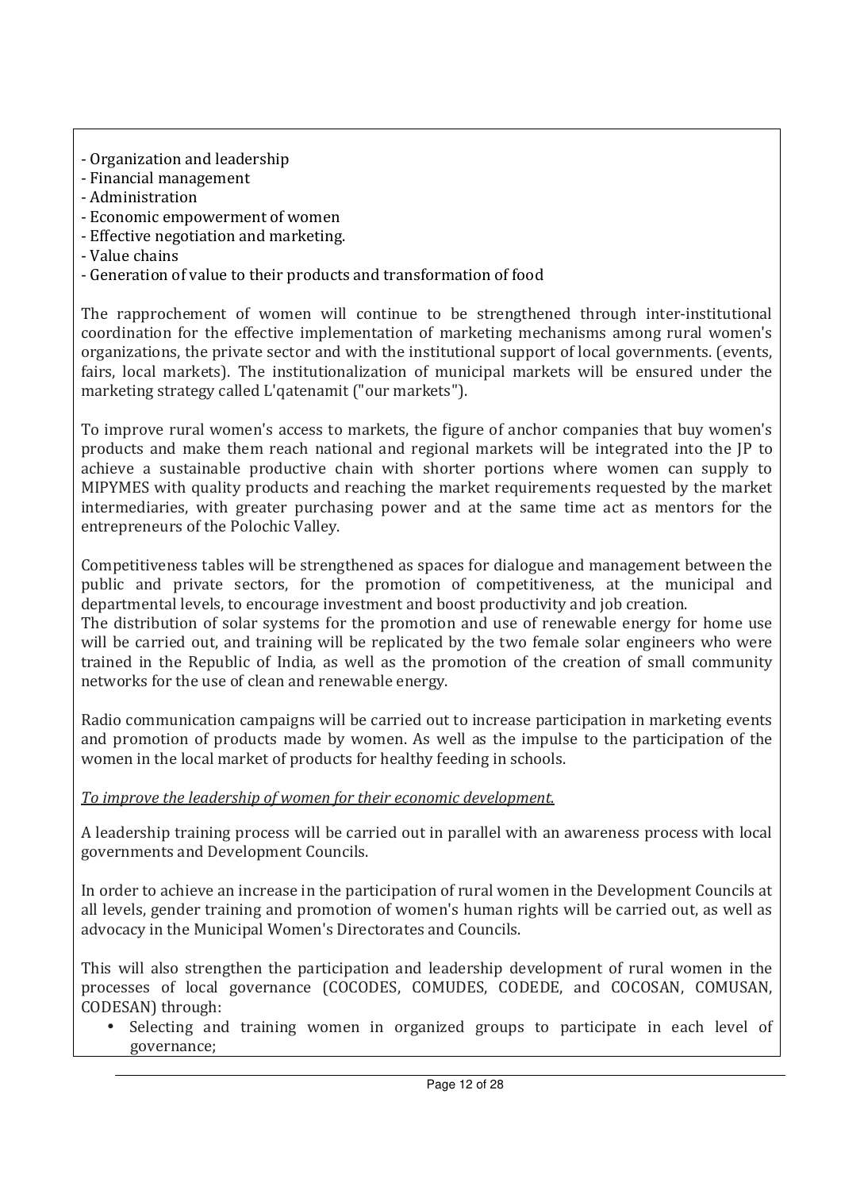- Organization and leadership
- Financial management
- Administration
- Economic empowerment of women
- Effective negotiation and marketing.
- Value chains
- Generation of value to their products and transformation of food

The rapprochement of women will continue to be strengthened through inter-institutional coordination for the effective implementation of marketing mechanisms among rural women's organizations, the private sector and with the institutional support of local governments. (events, fairs, local markets). The institutionalization of municipal markets will be ensured under the marketing strategy called L'qatenamit ("our markets").

To improve rural women's access to markets, the figure of anchor companies that buy women's products and make them reach national and regional markets will be integrated into the JP to achieve a sustainable productive chain with shorter portions where women can supply to MIPYMES with quality products and reaching the market requirements requested by the market intermediaries, with greater purchasing power and at the same time act as mentors for the entrepreneurs of the Polochic Valley.

Competitiveness tables will be strengthened as spaces for dialogue and management between the public and private sectors, for the promotion of competitiveness, at the municipal and departmental levels, to encourage investment and boost productivity and job creation.
The distribution of solar systems for the promotion and use of renewable energy for home use will be carried out, and training will be replicated by the two female solar engineers who were trained in the Republic of India, as well as the promotion of the creation of small community networks for the use of clean and renewable energy.

Radio communication campaigns will be carried out to increase participation in marketing events and promotion of products made by women. As well as the impulse to the participation of the women in the local market of products for healthy feeding in schools.

<u>*To improve the leadership of women for their economic development.*</u>

A leadership training process will be carried out in parallel with an awareness process with local governments and Development Councils.

In order to achieve an increase in the participation of rural women in the Development Councils at all levels, gender training and promotion of women's human rights will be carried out, as well as advocacy in the Municipal Women's Directorates and Councils.

This will also strengthen the participation and leadership development of rural women in the processes of local governance (COCODES, COMUDES, CODEDE, and COCOSAN, COMUSAN, CODESAN) through:

- Selecting and training women in organized groups to participate in each level of governance;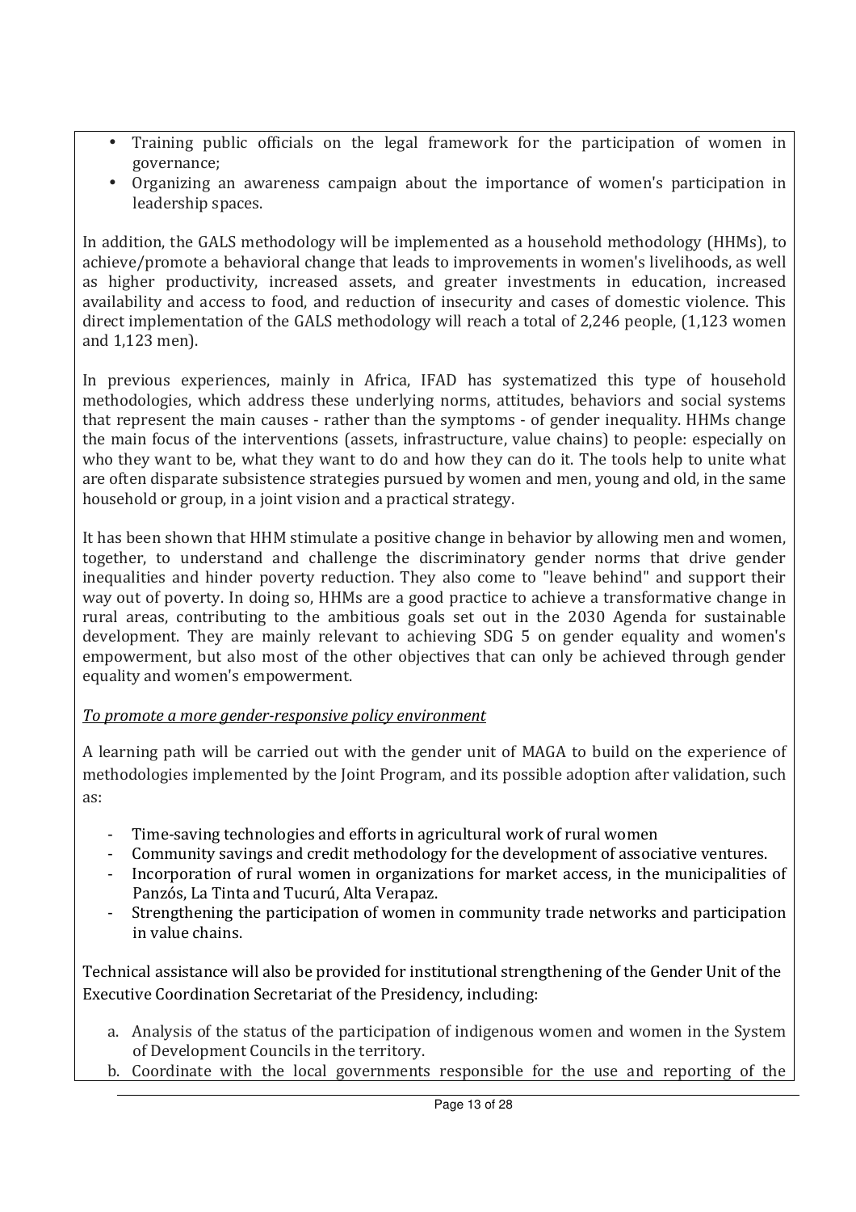- Training public officials on the legal framework for the participation of women in governance;
- Organizing an awareness campaign about the importance of women's participation in leadership spaces.

In addition, the GALS methodology will be implemented as a household methodology (HHMs), to achieve/promote a behavioral change that leads to improvements in women's livelihoods, as well as higher productivity, increased assets, and greater investments in education, increased availability and access to food, and reduction of insecurity and cases of domestic violence. This direct implementation of the GALS methodology will reach a total of 2,246 people, (1,123 women and 1,123 men).

In previous experiences, mainly in Africa, IFAD has systematized this type of household methodologies, which address these underlying norms, attitudes, behaviors and social systems that represent the main causes - rather than the symptoms - of gender inequality. HHMs change the main focus of the interventions (assets, infrastructure, value chains) to people: especially on who they want to be, what they want to do and how they can do it. The tools help to unite what are often disparate subsistence strategies pursued by women and men, young and old, in the same household or group, in a joint vision and a practical strategy.

It has been shown that HHM stimulate a positive change in behavior by allowing men and women, together, to understand and challenge the discriminatory gender norms that drive gender inequalities and hinder poverty reduction. They also come to "leave behind" and support their way out of poverty. In doing so, HHMs are a good practice to achieve a transformative change in rural areas, contributing to the ambitious goals set out in the 2030 Agenda for sustainable development. They are mainly relevant to achieving SDG 5 on gender equality and women's empowerment, but also most of the other objectives that can only be achieved through gender equality and women's empowerment.

*To promote a more gender-responsive policy environment*

A learning path will be carried out with the gender unit of MAGA to build on the experience of methodologies implemented by the Joint Program, and its possible adoption after validation, such as:

- Time-saving technologies and efforts in agricultural work of rural women
- Community savings and credit methodology for the development of associative ventures.
- Incorporation of rural women in organizations for market access, in the municipalities of Panzós, La Tinta and Tucurú, Alta Verapaz.
- Strengthening the participation of women in community trade networks and participation in value chains.

Technical assistance will also be provided for institutional strengthening of the Gender Unit of the Executive Coordination Secretariat of the Presidency, including:

a. Analysis of the status of the participation of indigenous women and women in the System of Development Councils in the territory.
b. Coordinate with the local governments responsible for the use and reporting of the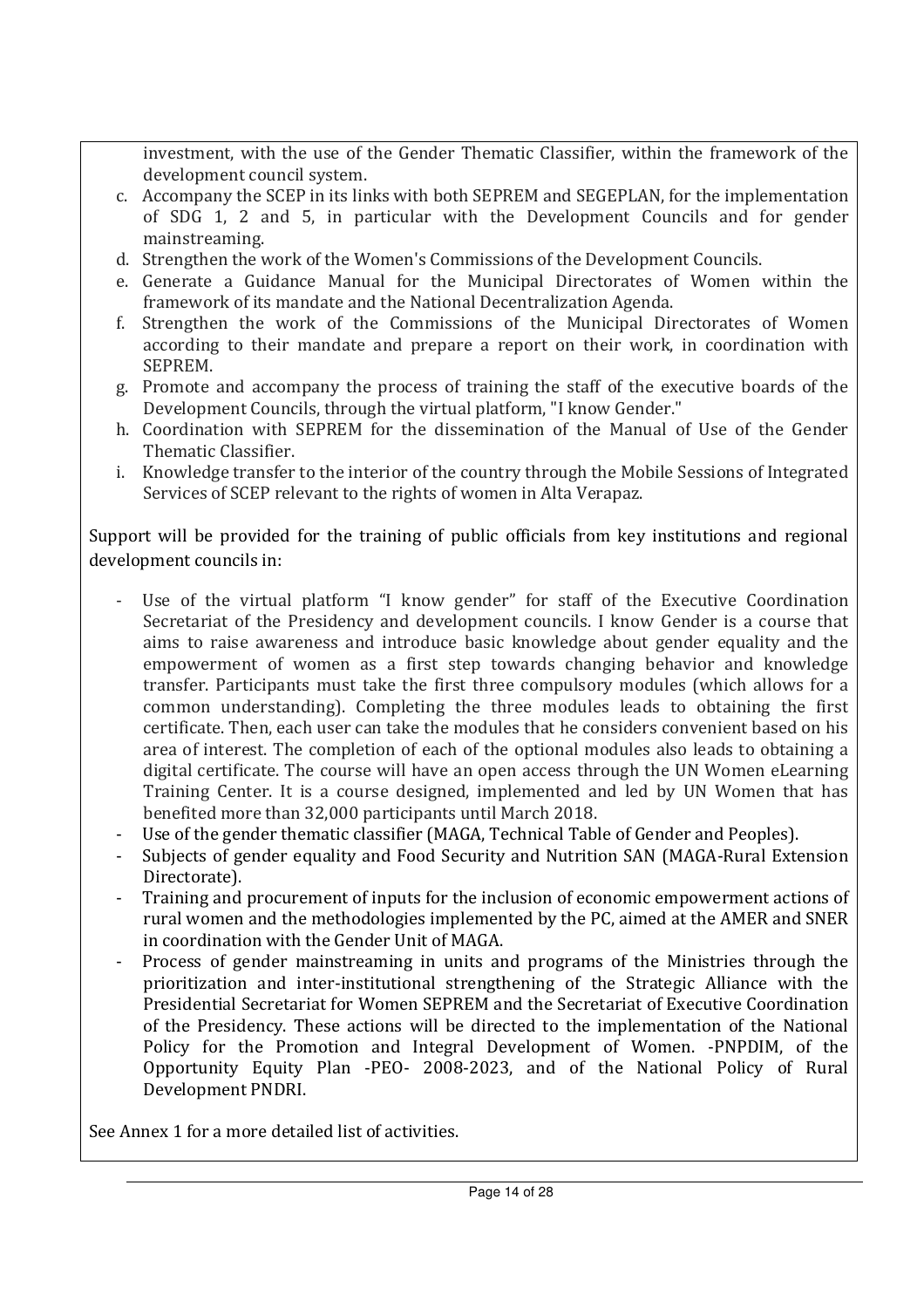investment, with the use of the Gender Thematic Classifier, within the framework of the development council system.

c. Accompany the SCEP in its links with both SEPREM and SEGEPLAN, for the implementation of SDG 1, 2 and 5, in particular with the Development Councils and for gender mainstreaming.
d. Strengthen the work of the Women's Commissions of the Development Councils.
e. Generate a Guidance Manual for the Municipal Directorates of Women within the framework of its mandate and the National Decentralization Agenda.
f. Strengthen the work of the Commissions of the Municipal Directorates of Women according to their mandate and prepare a report on their work, in coordination with SEPREM.
g. Promote and accompany the process of training the staff of the executive boards of the Development Councils, through the virtual platform, "I know Gender."
h. Coordination with SEPREM for the dissemination of the Manual of Use of the Gender Thematic Classifier.
i. Knowledge transfer to the interior of the country through the Mobile Sessions of Integrated Services of SCEP relevant to the rights of women in Alta Verapaz.

Support will be provided for the training of public officials from key institutions and regional development councils in:

- Use of the virtual platform "I know gender" for staff of the Executive Coordination Secretariat of the Presidency and development councils. I know Gender is a course that aims to raise awareness and introduce basic knowledge about gender equality and the empowerment of women as a first step towards changing behavior and knowledge transfer. Participants must take the first three compulsory modules (which allows for a common understanding). Completing the three modules leads to obtaining the first certificate. Then, each user can take the modules that he considers convenient based on his area of interest. The completion of each of the optional modules also leads to obtaining a digital certificate. The course will have an open access through the UN Women eLearning Training Center. It is a course designed, implemented and led by UN Women that has benefited more than 32,000 participants until March 2018.
- Use of the gender thematic classifier (MAGA, Technical Table of Gender and Peoples).
- Subjects of gender equality and Food Security and Nutrition SAN (MAGA-Rural Extension Directorate).
- Training and procurement of inputs for the inclusion of economic empowerment actions of rural women and the methodologies implemented by the PC, aimed at the AMER and SNER in coordination with the Gender Unit of MAGA.
- Process of gender mainstreaming in units and programs of the Ministries through the prioritization and inter-institutional strengthening of the Strategic Alliance with the Presidential Secretariat for Women SEPREM and the Secretariat of Executive Coordination of the Presidency. These actions will be directed to the implementation of the National Policy for the Promotion and Integral Development of Women. -PNPDIM, of the Opportunity Equity Plan -PEO- 2008-2023, and of the National Policy of Rural Development PNDRI.

See Annex 1 for a more detailed list of activities.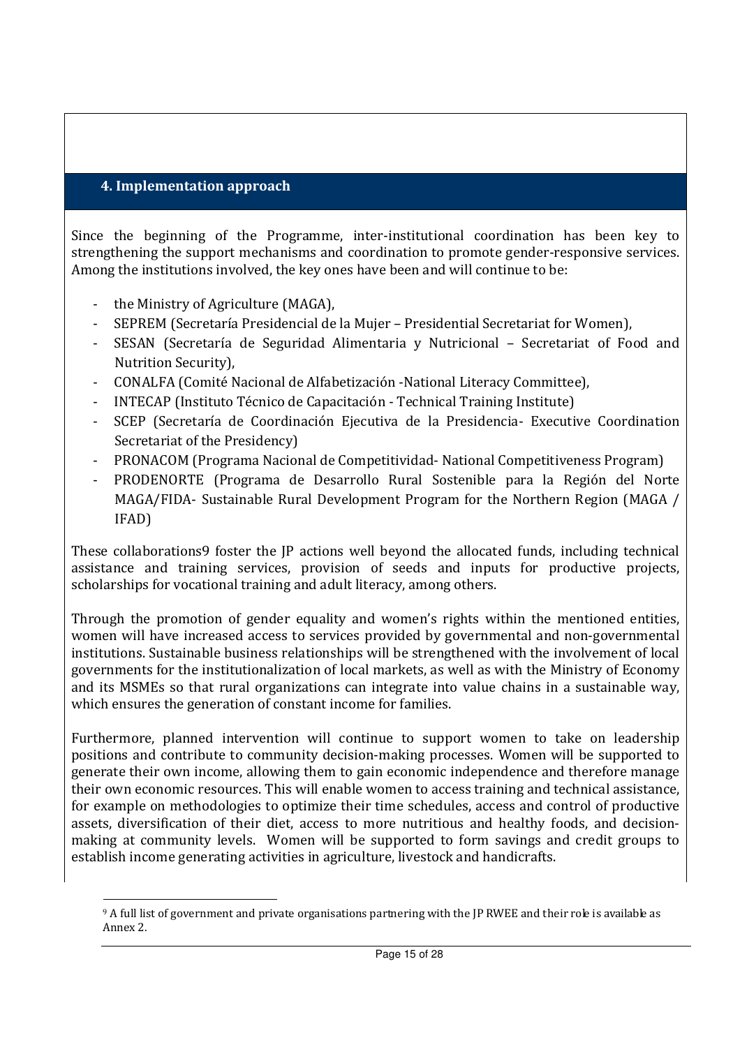## 4. Implementation approach

Since the beginning of the Programme, inter-institutional coordination has been key to strengthening the support mechanisms and coordination to promote gender-responsive services. Among the institutions involved, the key ones have been and will continue to be:

- the Ministry of Agriculture (MAGA),
- SEPREM (Secretaría Presidencial de la Mujer – Presidential Secretariat for Women),
- SESAN (Secretaría de Seguridad Alimentaria y Nutricional – Secretariat of Food and Nutrition Security),
- CONALFA (Comité Nacional de Alfabetización -National Literacy Committee),
- INTECAP (Instituto Técnico de Capacitación - Technical Training Institute)
- SCEP (Secretaría de Coordinación Ejecutiva de la Presidencia- Executive Coordination Secretariat of the Presidency)
- PRONACOM (Programa Nacional de Competitividad- National Competitiveness Program)
- PRODENORTE (Programa de Desarrollo Rural Sostenible para la Región del Norte MAGA/FIDA- Sustainable Rural Development Program for the Northern Region (MAGA / IFAD)

These collaborations[9] foster the JP actions well beyond the allocated funds, including technical assistance and training services, provision of seeds and inputs for productive projects, scholarships for vocational training and adult literacy, among others.

Through the promotion of gender equality and women's rights within the mentioned entities, women will have increased access to services provided by governmental and non-governmental institutions. Sustainable business relationships will be strengthened with the involvement of local governments for the institutionalization of local markets, as well as with the Ministry of Economy and its MSMEs so that rural organizations can integrate into value chains in a sustainable way, which ensures the generation of constant income for families.

Furthermore, planned intervention will continue to support women to take on leadership positions and contribute to community decision-making processes. Women will be supported to generate their own income, allowing them to gain economic independence and therefore manage their own economic resources. This will enable women to access training and technical assistance, for example on methodologies to optimize their time schedules, access and control of productive assets, diversification of their diet, access to more nutritious and healthy foods, and decision-making at community levels. Women will be supported to form savings and credit groups to establish income generating activities in agriculture, livestock and handicrafts.

[9] A full list of government and private organisations partnering with the JP RWEE and their role is available as Annex 2.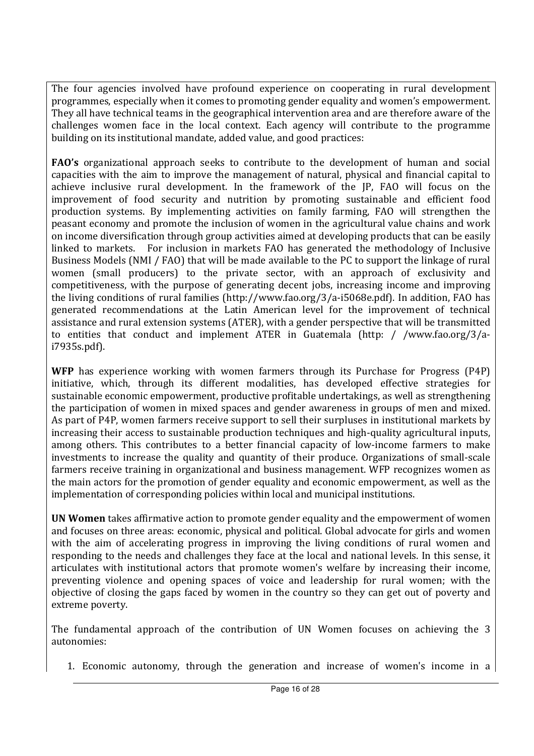The four agencies involved have profound experience on cooperating in rural development programmes, especially when it comes to promoting gender equality and women's empowerment. They all have technical teams in the geographical intervention area and are therefore aware of the challenges women face in the local context. Each agency will contribute to the programme building on its institutional mandate, added value, and good practices:

**FAO's** organizational approach seeks to contribute to the development of human and social capacities with the aim to improve the management of natural, physical and financial capital to achieve inclusive rural development. In the framework of the JP, FAO will focus on the improvement of food security and nutrition by promoting sustainable and efficient food production systems. By implementing activities on family farming, FAO will strengthen the peasant economy and promote the inclusion of women in the agricultural value chains and work on income diversification through group activities aimed at developing products that can be easily linked to markets. For inclusion in markets FAO has generated the methodology of Inclusive Business Models (NMI / FAO) that will be made available to the PC to support the linkage of rural women (small producers) to the private sector, with an approach of exclusivity and competitiveness, with the purpose of generating decent jobs, increasing income and improving the living conditions of rural families (http://www.fao.org/3/a-i5068e.pdf). In addition, FAO has generated recommendations at the Latin American level for the improvement of technical assistance and rural extension systems (ATER), with a gender perspective that will be transmitted to entities that conduct and implement ATER in Guatemala (http: / /www.fao.org/3/a-i7935s.pdf).

**WFP** has experience working with women farmers through its Purchase for Progress (P4P) initiative, which, through its different modalities, has developed effective strategies for sustainable economic empowerment, productive profitable undertakings, as well as strengthening the participation of women in mixed spaces and gender awareness in groups of men and mixed. As part of P4P, women farmers receive support to sell their surpluses in institutional markets by increasing their access to sustainable production techniques and high-quality agricultural inputs, among others. This contributes to a better financial capacity of low-income farmers to make investments to increase the quality and quantity of their produce. Organizations of small-scale farmers receive training in organizational and business management. WFP recognizes women as the main actors for the promotion of gender equality and economic empowerment, as well as the implementation of corresponding policies within local and municipal institutions.

**UN Women** takes affirmative action to promote gender equality and the empowerment of women and focuses on three areas: economic, physical and political. Global advocate for girls and women with the aim of accelerating progress in improving the living conditions of rural women and responding to the needs and challenges they face at the local and national levels. In this sense, it articulates with institutional actors that promote women's welfare by increasing their income, preventing violence and opening spaces of voice and leadership for rural women; with the objective of closing the gaps faced by women in the country so they can get out of poverty and extreme poverty.

The fundamental approach of the contribution of UN Women focuses on achieving the 3 autonomies:

1. Economic autonomy, through the generation and increase of women's income in a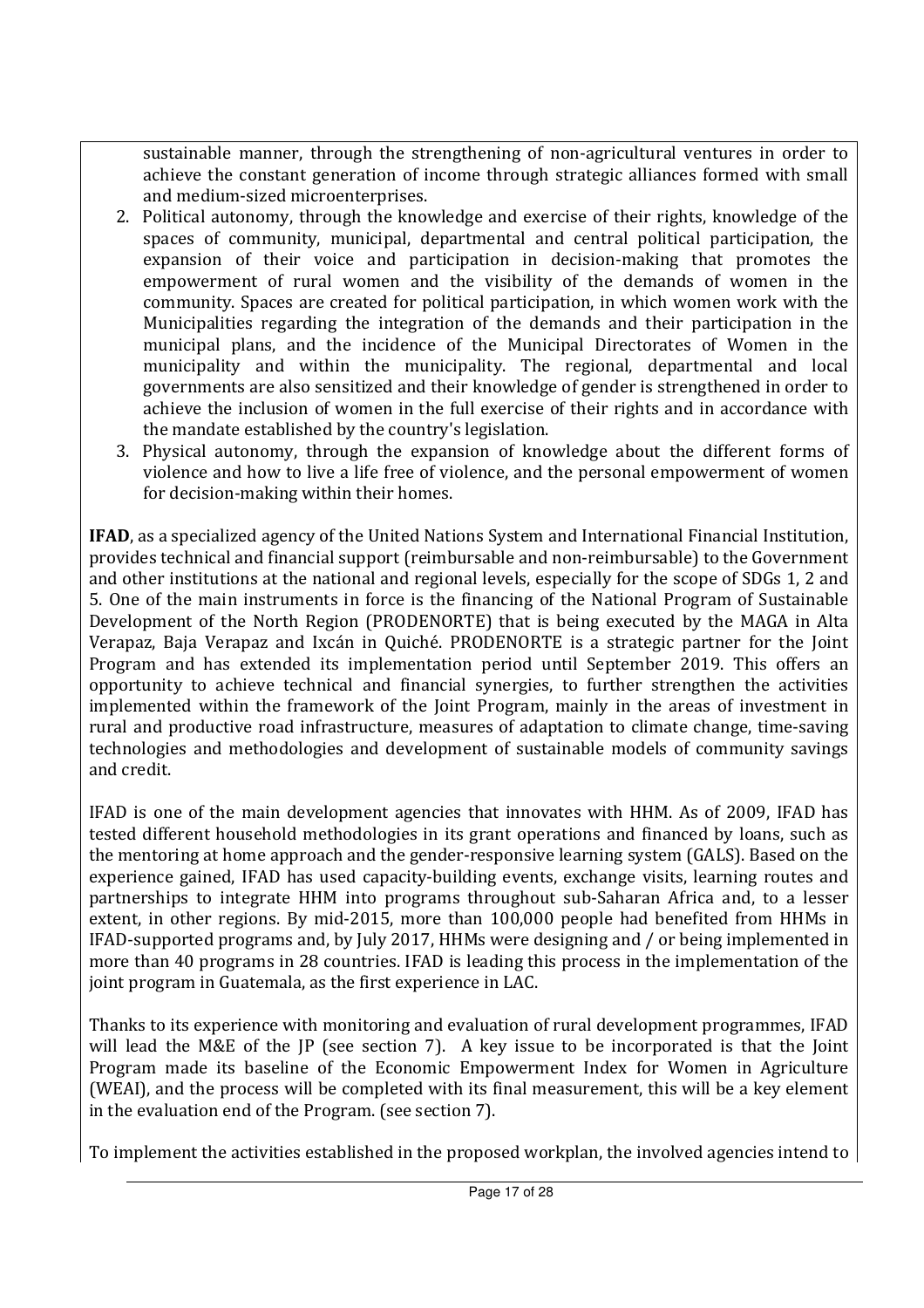sustainable manner, through the strengthening of non-agricultural ventures in order to achieve the constant generation of income through strategic alliances formed with small and medium-sized microenterprises.

2. Political autonomy, through the knowledge and exercise of their rights, knowledge of the spaces of community, municipal, departmental and central political participation, the expansion of their voice and participation in decision-making that promotes the empowerment of rural women and the visibility of the demands of women in the community. Spaces are created for political participation, in which women work with the Municipalities regarding the integration of the demands and their participation in the municipal plans, and the incidence of the Municipal Directorates of Women in the municipality and within the municipality. The regional, departmental and local governments are also sensitized and their knowledge of gender is strengthened in order to achieve the inclusion of women in the full exercise of their rights and in accordance with the mandate established by the country's legislation.
3. Physical autonomy, through the expansion of knowledge about the different forms of violence and how to live a life free of violence, and the personal empowerment of women for decision-making within their homes.

**IFAD**, as a specialized agency of the United Nations System and International Financial Institution, provides technical and financial support (reimbursable and non-reimbursable) to the Government and other institutions at the national and regional levels, especially for the scope of SDGs 1, 2 and 5. One of the main instruments in force is the financing of the National Program of Sustainable Development of the North Region (PRODENORTE) that is being executed by the MAGA in Alta Verapaz, Baja Verapaz and Ixcán in Quiché. PRODENORTE is a strategic partner for the Joint Program and has extended its implementation period until September 2019. This offers an opportunity to achieve technical and financial synergies, to further strengthen the activities implemented within the framework of the Joint Program, mainly in the areas of investment in rural and productive road infrastructure, measures of adaptation to climate change, time-saving technologies and methodologies and development of sustainable models of community savings and credit.

IFAD is one of the main development agencies that innovates with HHM. As of 2009, IFAD has tested different household methodologies in its grant operations and financed by loans, such as the mentoring at home approach and the gender-responsive learning system (GALS). Based on the experience gained, IFAD has used capacity-building events, exchange visits, learning routes and partnerships to integrate HHM into programs throughout sub-Saharan Africa and, to a lesser extent, in other regions. By mid-2015, more than 100,000 people had benefited from HHMs in IFAD-supported programs and, by July 2017, HHMs were designing and / or being implemented in more than 40 programs in 28 countries. IFAD is leading this process in the implementation of the joint program in Guatemala, as the first experience in LAC.

Thanks to its experience with monitoring and evaluation of rural development programmes, IFAD will lead the M&E of the JP (see section 7). A key issue to be incorporated is that the Joint Program made its baseline of the Economic Empowerment Index for Women in Agriculture (WEAI), and the process will be completed with its final measurement, this will be a key element in the evaluation end of the Program. (see section 7).

To implement the activities established in the proposed workplan, the involved agencies intend to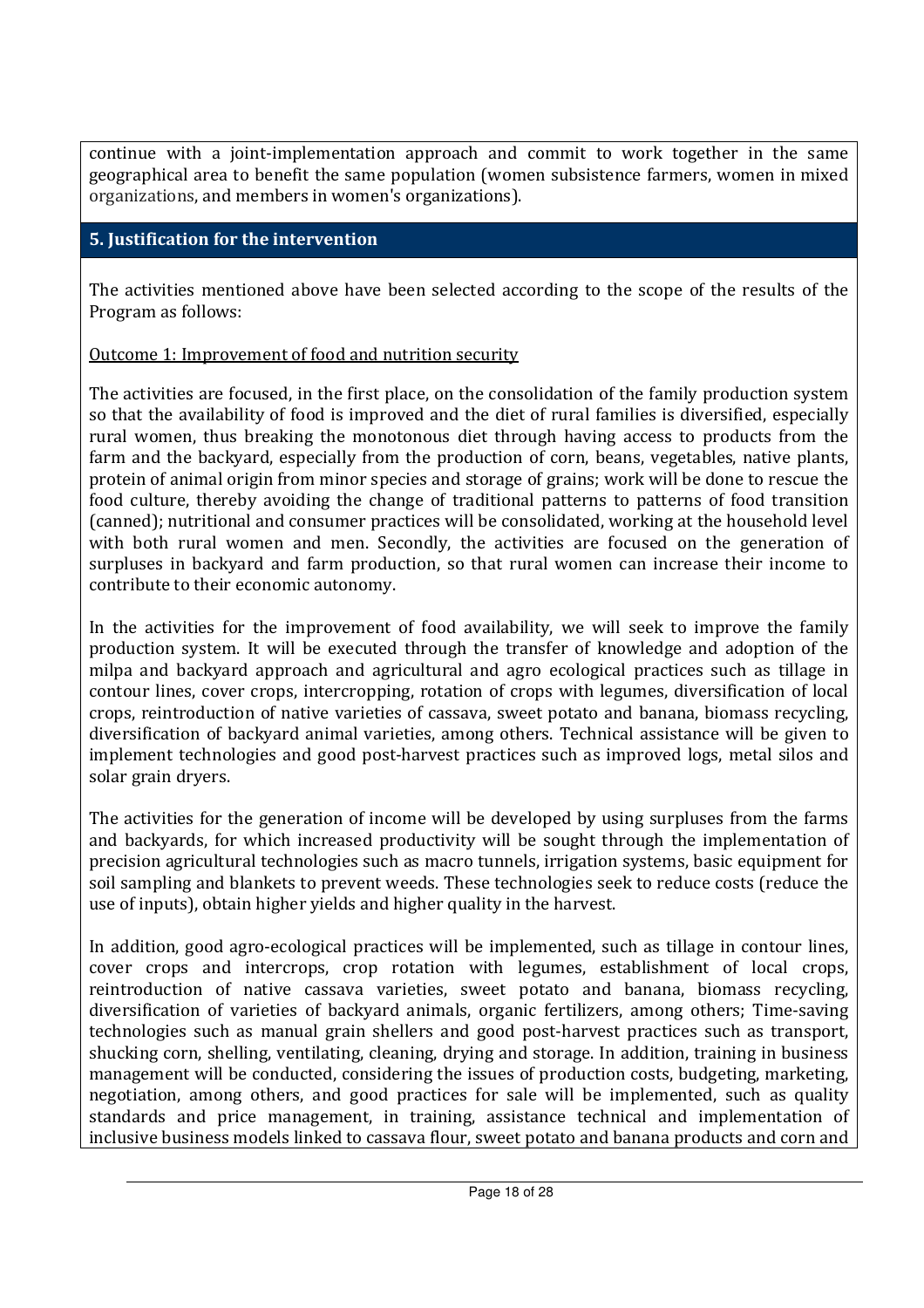continue with a joint-implementation approach and commit to work together in the same geographical area to benefit the same population (women subsistence farmers, women in mixed organizations, and members in women's organizations).

## 5. Justification for the intervention

The activities mentioned above have been selected according to the scope of the results of the Program as follows:

Outcome 1: Improvement of food and nutrition security

The activities are focused, in the first place, on the consolidation of the family production system so that the availability of food is improved and the diet of rural families is diversified, especially rural women, thus breaking the monotonous diet through having access to products from the farm and the backyard, especially from the production of corn, beans, vegetables, native plants, protein of animal origin from minor species and storage of grains; work will be done to rescue the food culture, thereby avoiding the change of traditional patterns to patterns of food transition (canned); nutritional and consumer practices will be consolidated, working at the household level with both rural women and men. Secondly, the activities are focused on the generation of surpluses in backyard and farm production, so that rural women can increase their income to contribute to their economic autonomy.

In the activities for the improvement of food availability, we will seek to improve the family production system. It will be executed through the transfer of knowledge and adoption of the milpa and backyard approach and agricultural and agro ecological practices such as tillage in contour lines, cover crops, intercropping, rotation of crops with legumes, diversification of local crops, reintroduction of native varieties of cassava, sweet potato and banana, biomass recycling, diversification of backyard animal varieties, among others. Technical assistance will be given to implement technologies and good post-harvest practices such as improved logs, metal silos and solar grain dryers.

The activities for the generation of income will be developed by using surpluses from the farms and backyards, for which increased productivity will be sought through the implementation of precision agricultural technologies such as macro tunnels, irrigation systems, basic equipment for soil sampling and blankets to prevent weeds. These technologies seek to reduce costs (reduce the use of inputs), obtain higher yields and higher quality in the harvest.

In addition, good agro-ecological practices will be implemented, such as tillage in contour lines, cover crops and intercrops, crop rotation with legumes, establishment of local crops, reintroduction of native cassava varieties, sweet potato and banana, biomass recycling, diversification of varieties of backyard animals, organic fertilizers, among others; Time-saving technologies such as manual grain shellers and good post-harvest practices such as transport, shucking corn, shelling, ventilating, cleaning, drying and storage. In addition, training in business management will be conducted, considering the issues of production costs, budgeting, marketing, negotiation, among others, and good practices for sale will be implemented, such as quality standards and price management, in training, assistance technical and implementation of inclusive business models linked to cassava flour, sweet potato and banana products and corn and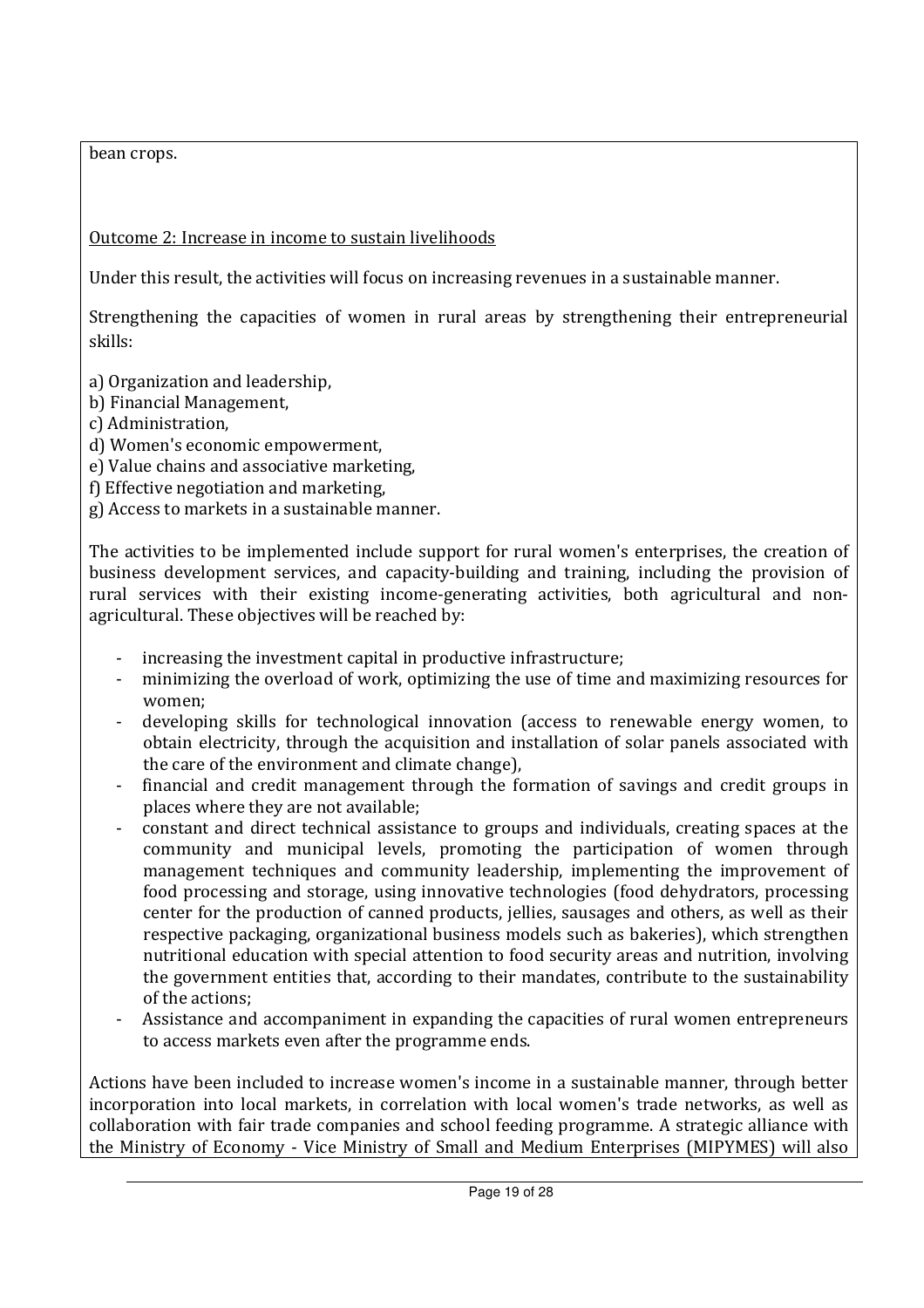bean crops.

Outcome 2: Increase in income to sustain livelihoods

Under this result, the activities will focus on increasing revenues in a sustainable manner.

Strengthening the capacities of women in rural areas by strengthening their entrepreneurial skills:

a) Organization and leadership,
b) Financial Management,
c) Administration,
d) Women's economic empowerment,
e) Value chains and associative marketing,
f) Effective negotiation and marketing,
g) Access to markets in a sustainable manner.

The activities to be implemented include support for rural women's enterprises, the creation of business development services, and capacity-building and training, including the provision of rural services with their existing income-generating activities, both agricultural and non-agricultural. These objectives will be reached by:

- increasing the investment capital in productive infrastructure;
- minimizing the overload of work, optimizing the use of time and maximizing resources for women;
- developing skills for technological innovation (access to renewable energy women, to obtain electricity, through the acquisition and installation of solar panels associated with the care of the environment and climate change),
- financial and credit management through the formation of savings and credit groups in places where they are not available;
- constant and direct technical assistance to groups and individuals, creating spaces at the community and municipal levels, promoting the participation of women through management techniques and community leadership, implementing the improvement of food processing and storage, using innovative technologies (food dehydrators, processing center for the production of canned products, jellies, sausages and others, as well as their respective packaging, organizational business models such as bakeries), which strengthen nutritional education with special attention to food security areas and nutrition, involving the government entities that, according to their mandates, contribute to the sustainability of the actions;
- Assistance and accompaniment in expanding the capacities of rural women entrepreneurs to access markets even after the programme ends.

Actions have been included to increase women's income in a sustainable manner, through better incorporation into local markets, in correlation with local women's trade networks, as well as collaboration with fair trade companies and school feeding programme. A strategic alliance with the Ministry of Economy - Vice Ministry of Small and Medium Enterprises (MIPYMES) will also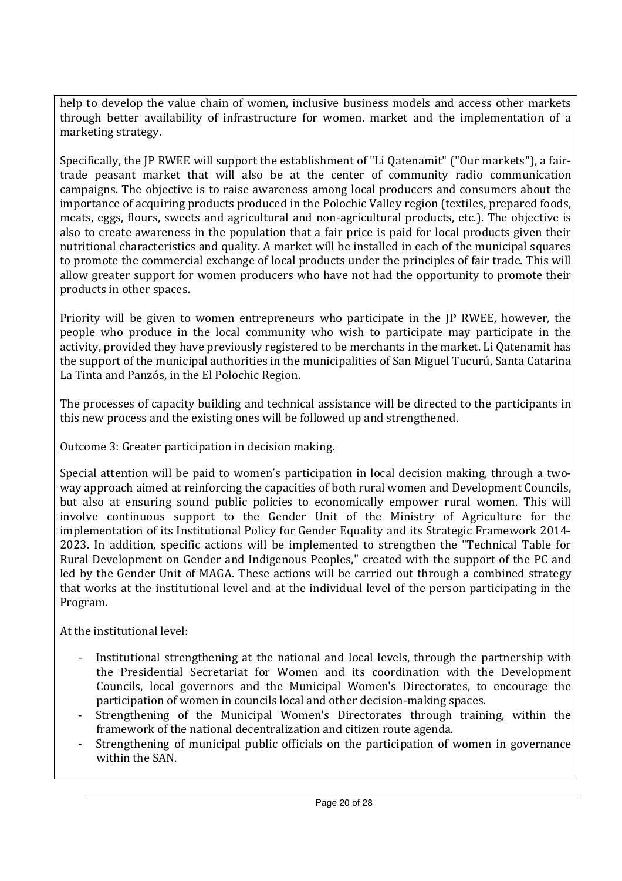help to develop the value chain of women, inclusive business models and access other markets through better availability of infrastructure for women. market and the implementation of a marketing strategy.

Specifically, the JP RWEE will support the establishment of "Li Qatenamit" ("Our markets"), a fair-trade peasant market that will also be at the center of community radio communication campaigns. The objective is to raise awareness among local producers and consumers about the importance of acquiring products produced in the Polochic Valley region (textiles, prepared foods, meats, eggs, flours, sweets and agricultural and non-agricultural products, etc.). The objective is also to create awareness in the population that a fair price is paid for local products given their nutritional characteristics and quality. A market will be installed in each of the municipal squares to promote the commercial exchange of local products under the principles of fair trade. This will allow greater support for women producers who have not had the opportunity to promote their products in other spaces.

Priority will be given to women entrepreneurs who participate in the JP RWEE, however, the people who produce in the local community who wish to participate may participate in the activity, provided they have previously registered to be merchants in the market. Li Qatenamit has the support of the municipal authorities in the municipalities of San Miguel Tucurú, Santa Catarina La Tinta and Panzós, in the El Polochic Region.

The processes of capacity building and technical assistance will be directed to the participants in this new process and the existing ones will be followed up and strengthened.

<u>Outcome 3: Greater participation in decision making.</u>

Special attention will be paid to women's participation in local decision making, through a two-way approach aimed at reinforcing the capacities of both rural women and Development Councils, but also at ensuring sound public policies to economically empower rural women. This will involve continuous support to the Gender Unit of the Ministry of Agriculture for the implementation of its Institutional Policy for Gender Equality and its Strategic Framework 2014-2023. In addition, specific actions will be implemented to strengthen the "Technical Table for Rural Development on Gender and Indigenous Peoples," created with the support of the PC and led by the Gender Unit of MAGA. These actions will be carried out through a combined strategy that works at the institutional level and at the individual level of the person participating in the Program.

At the institutional level:

- Institutional strengthening at the national and local levels, through the partnership with the Presidential Secretariat for Women and its coordination with the Development Councils, local governors and the Municipal Women's Directorates, to encourage the participation of women in councils local and other decision-making spaces.
- Strengthening of the Municipal Women's Directorates through training, within the framework of the national decentralization and citizen route agenda.
- Strengthening of municipal public officials on the participation of women in governance within the SAN.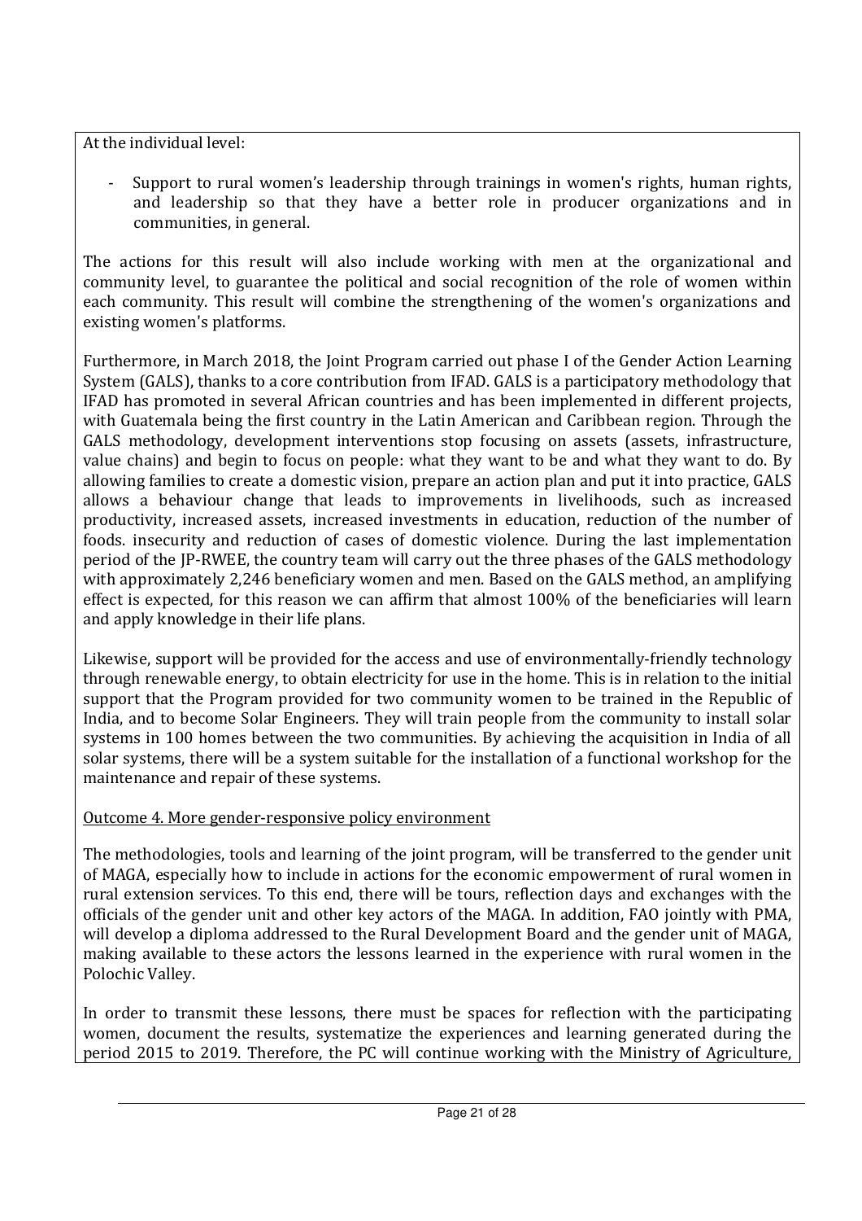At the individual level:

- Support to rural women's leadership through trainings in women's rights, human rights, and leadership so that they have a better role in producer organizations and in communities, in general.

The actions for this result will also include working with men at the organizational and community level, to guarantee the political and social recognition of the role of women within each community. This result will combine the strengthening of the women's organizations and existing women's platforms.

Furthermore, in March 2018, the Joint Program carried out phase I of the Gender Action Learning System (GALS), thanks to a core contribution from IFAD. GALS is a participatory methodology that IFAD has promoted in several African countries and has been implemented in different projects, with Guatemala being the first country in the Latin American and Caribbean region. Through the GALS methodology, development interventions stop focusing on assets (assets, infrastructure, value chains) and begin to focus on people: what they want to be and what they want to do. By allowing families to create a domestic vision, prepare an action plan and put it into practice, GALS allows a behaviour change that leads to improvements in livelihoods, such as increased productivity, increased assets, increased investments in education, reduction of the number of foods. insecurity and reduction of cases of domestic violence. During the last implementation period of the JP-RWEE, the country team will carry out the three phases of the GALS methodology with approximately 2,246 beneficiary women and men. Based on the GALS method, an amplifying effect is expected, for this reason we can affirm that almost 100% of the beneficiaries will learn and apply knowledge in their life plans.

Likewise, support will be provided for the access and use of environmentally-friendly technology through renewable energy, to obtain electricity for use in the home. This is in relation to the initial support that the Program provided for two community women to be trained in the Republic of India, and to become Solar Engineers. They will train people from the community to install solar systems in 100 homes between the two communities. By achieving the acquisition in India of all solar systems, there will be a system suitable for the installation of a functional workshop for the maintenance and repair of these systems.

Outcome 4. More gender-responsive policy environment

The methodologies, tools and learning of the joint program, will be transferred to the gender unit of MAGA, especially how to include in actions for the economic empowerment of rural women in rural extension services. To this end, there will be tours, reflection days and exchanges with the officials of the gender unit and other key actors of the MAGA. In addition, FAO jointly with PMA, will develop a diploma addressed to the Rural Development Board and the gender unit of MAGA, making available to these actors the lessons learned in the experience with rural women in the Polochic Valley.

In order to transmit these lessons, there must be spaces for reflection with the participating women, document the results, systematize the experiences and learning generated during the period 2015 to 2019. Therefore, the PC will continue working with the Ministry of Agriculture,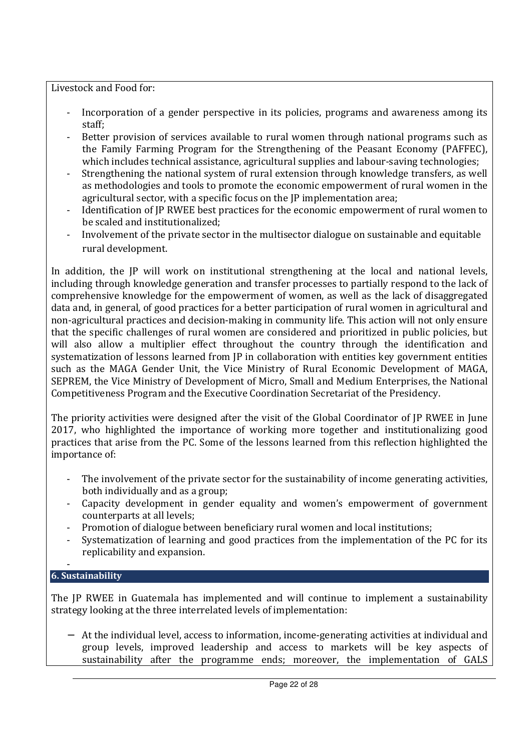Livestock and Food for:

- Incorporation of a gender perspective in its policies, programs and awareness among its staff;
- Better provision of services available to rural women through national programs such as the Family Farming Program for the Strengthening of the Peasant Economy (PAFFEC), which includes technical assistance, agricultural supplies and labour-saving technologies;
- Strengthening the national system of rural extension through knowledge transfers, as well as methodologies and tools to promote the economic empowerment of rural women in the agricultural sector, with a specific focus on the JP implementation area;
- Identification of JP RWEE best practices for the economic empowerment of rural women to be scaled and institutionalized;
- Involvement of the private sector in the multisector dialogue on sustainable and equitable rural development.

In addition, the JP will work on institutional strengthening at the local and national levels, including through knowledge generation and transfer processes to partially respond to the lack of comprehensive knowledge for the empowerment of women, as well as the lack of disaggregated data and, in general, of good practices for a better participation of rural women in agricultural and non-agricultural practices and decision-making in community life. This action will not only ensure that the specific challenges of rural women are considered and prioritized in public policies, but will also allow a multiplier effect throughout the country through the identification and systematization of lessons learned from JP in collaboration with entities key government entities such as the MAGA Gender Unit, the Vice Ministry of Rural Economic Development of MAGA, SEPREM, the Vice Ministry of Development of Micro, Small and Medium Enterprises, the National Competitiveness Program and the Executive Coordination Secretariat of the Presidency.

The priority activities were designed after the visit of the Global Coordinator of JP RWEE in June 2017, who highlighted the importance of working more together and institutionalizing good practices that arise from the PC. Some of the lessons learned from this reflection highlighted the importance of:

- The involvement of the private sector for the sustainability of income generating activities, both individually and as a group;
- Capacity development in gender equality and women's empowerment of government counterparts at all levels;
- Promotion of dialogue between beneficiary rural women and local institutions;
- Systematization of learning and good practices from the implementation of the PC for its replicability and expansion.

## 6. Sustainability

The JP RWEE in Guatemala has implemented and will continue to implement a sustainability strategy looking at the three interrelated levels of implementation:

- At the individual level, access to information, income-generating activities at individual and group levels, improved leadership and access to markets will be key aspects of sustainability after the programme ends; moreover, the implementation of GALS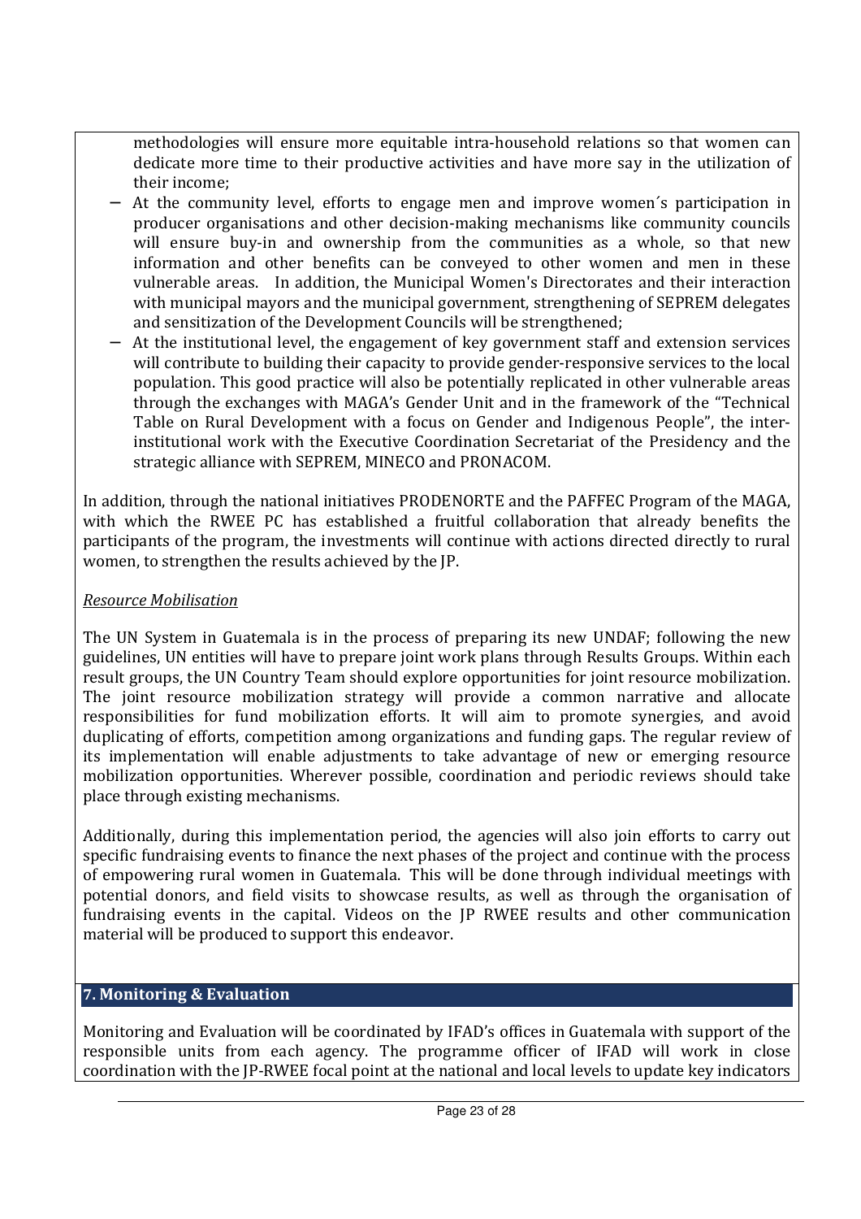methodologies will ensure more equitable intra-household relations so that women can dedicate more time to their productive activities and have more say in the utilization of their income;

- At the community level, efforts to engage men and improve women´s participation in producer organisations and other decision-making mechanisms like community councils will ensure buy-in and ownership from the communities as a whole, so that new information and other benefits can be conveyed to other women and men in these vulnerable areas. In addition, the Municipal Women's Directorates and their interaction with municipal mayors and the municipal government, strengthening of SEPREM delegates and sensitization of the Development Councils will be strengthened;
- At the institutional level, the engagement of key government staff and extension services will contribute to building their capacity to provide gender-responsive services to the local population. This good practice will also be potentially replicated in other vulnerable areas through the exchanges with MAGA's Gender Unit and in the framework of the "Technical Table on Rural Development with a focus on Gender and Indigenous People", the inter-institutional work with the Executive Coordination Secretariat of the Presidency and the strategic alliance with SEPREM, MINECO and PRONACOM.

In addition, through the national initiatives PRODENORTE and the PAFFEC Program of the MAGA, with which the RWEE PC has established a fruitful collaboration that already benefits the participants of the program, the investments will continue with actions directed directly to rural women, to strengthen the results achieved by the JP.

*Resource Mobilisation*

The UN System in Guatemala is in the process of preparing its new UNDAF; following the new guidelines, UN entities will have to prepare joint work plans through Results Groups. Within each result groups, the UN Country Team should explore opportunities for joint resource mobilization. The joint resource mobilization strategy will provide a common narrative and allocate responsibilities for fund mobilization efforts. It will aim to promote synergies, and avoid duplicating of efforts, competition among organizations and funding gaps. The regular review of its implementation will enable adjustments to take advantage of new or emerging resource mobilization opportunities. Wherever possible, coordination and periodic reviews should take place through existing mechanisms.

Additionally, during this implementation period, the agencies will also join efforts to carry out specific fundraising events to finance the next phases of the project and continue with the process of empowering rural women in Guatemala. This will be done through individual meetings with potential donors, and field visits to showcase results, as well as through the organisation of fundraising events in the capital. Videos on the JP RWEE results and other communication material will be produced to support this endeavor.

## 7. Monitoring & Evaluation

Monitoring and Evaluation will be coordinated by IFAD's offices in Guatemala with support of the responsible units from each agency. The programme officer of IFAD will work in close coordination with the JP-RWEE focal point at the national and local levels to update key indicators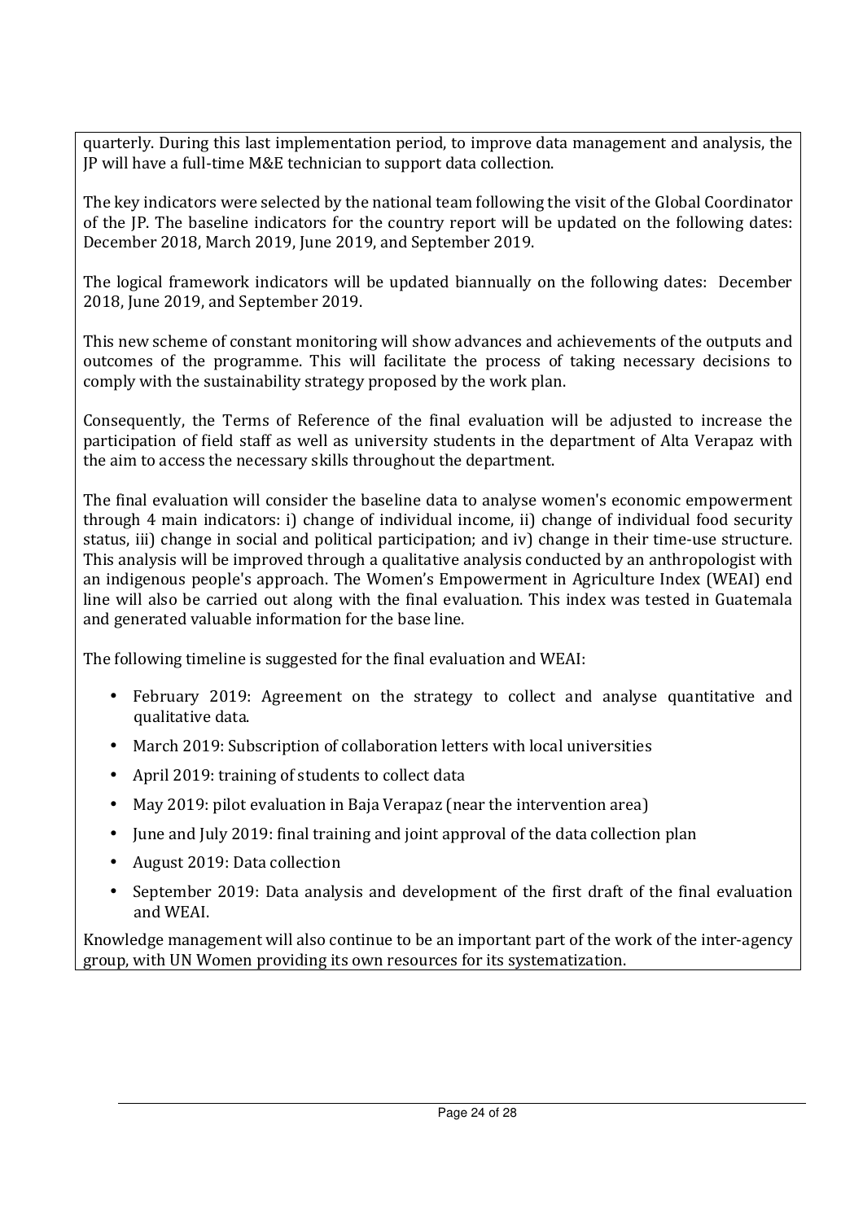quarterly. During this last implementation period, to improve data management and analysis, the JP will have a full-time M&E technician to support data collection.

The key indicators were selected by the national team following the visit of the Global Coordinator of the JP. The baseline indicators for the country report will be updated on the following dates: December 2018, March 2019, June 2019, and September 2019.

The logical framework indicators will be updated biannually on the following dates: December 2018, June 2019, and September 2019.

This new scheme of constant monitoring will show advances and achievements of the outputs and outcomes of the programme. This will facilitate the process of taking necessary decisions to comply with the sustainability strategy proposed by the work plan.

Consequently, the Terms of Reference of the final evaluation will be adjusted to increase the participation of field staff as well as university students in the department of Alta Verapaz with the aim to access the necessary skills throughout the department.

The final evaluation will consider the baseline data to analyse women's economic empowerment through 4 main indicators: i) change of individual income, ii) change of individual food security status, iii) change in social and political participation; and iv) change in their time-use structure. This analysis will be improved through a qualitative analysis conducted by an anthropologist with an indigenous people's approach. The Women's Empowerment in Agriculture Index (WEAI) end line will also be carried out along with the final evaluation. This index was tested in Guatemala and generated valuable information for the base line.

The following timeline is suggested for the final evaluation and WEAI:

- February 2019: Agreement on the strategy to collect and analyse quantitative and qualitative data.
- March 2019: Subscription of collaboration letters with local universities
- April 2019: training of students to collect data
- May 2019: pilot evaluation in Baja Verapaz (near the intervention area)
- June and July 2019: final training and joint approval of the data collection plan
- August 2019: Data collection
- September 2019: Data analysis and development of the first draft of the final evaluation and WEAI.

Knowledge management will also continue to be an important part of the work of the inter-agency group, with UN Women providing its own resources for its systematization.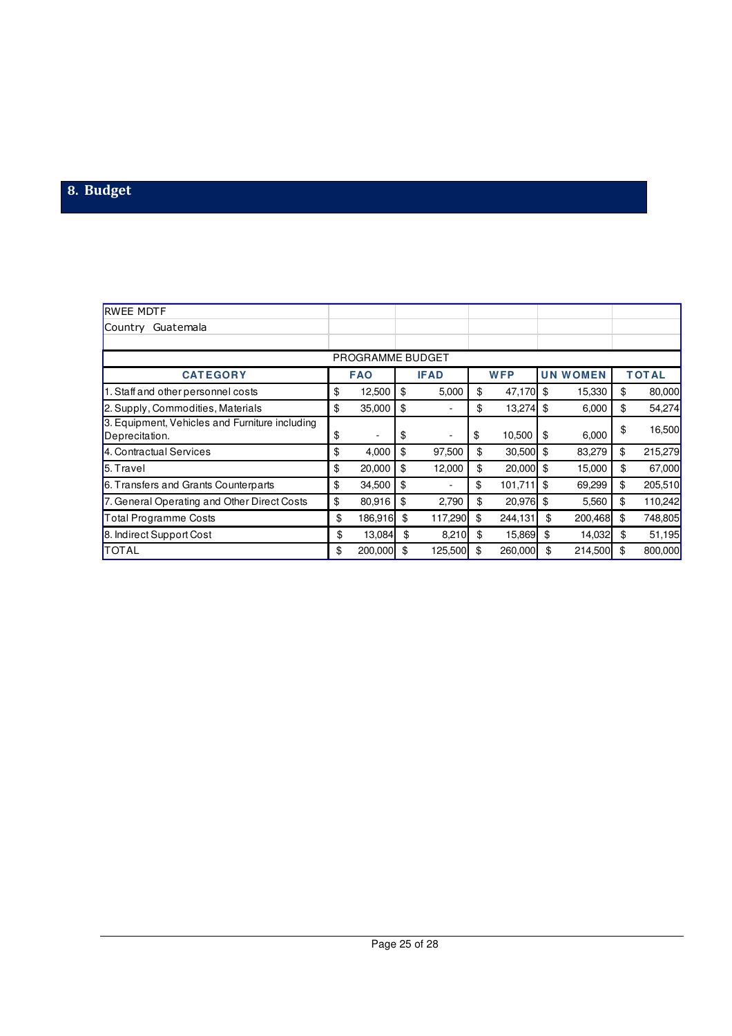## 8. Budget

| RWEE MDTF | | | | | |
|---|---|---|---|---|---|
| Country Guatemala | | | | | |
| | | | | | |
| PROGRAMME BUDGET | | | | | |
| CATEGORY | FAO | IFAD | WFP | UN WOMEN | TOTAL |
| 1. Staff and other personnel costs | $ 12,500 | $ 5,000 | $ 47,170 | $ 15,330 | $ 80,000 |
| 2. Supply, Commodities, Materials | $ 35,000 | $ - | $ 13,274 | $ 6,000 | $ 54,274 |
| 3. Equipment, Vehicles and Furniture including Depreciation. | $ - | $ - | $ 10,500 | $ 6,000 | $ 16,500 |
| 4. Contractual Services | $ 4,000 | $ 97,500 | $ 30,500 | $ 83,279 | $ 215,279 |
| 5. Travel | $ 20,000 | $ 12,000 | $ 20,000 | $ 15,000 | $ 67,000 |
| 6. Transfers and Grants Counterparts | $ 34,500 | $ - | $ 101,711 | $ 69,299 | $ 205,510 |
| 7. General Operating and Other Direct Costs | $ 80,916 | $ 2,790 | $ 20,976 | $ 5,560 | $ 110,242 |
| Total Programme Costs | $ 186,916 | $ 117,290 | $ 244,131 | $ 200,468 | $ 748,805 |
| 8. Indirect Support Cost | $ 13,084 | $ 8,210 | $ 15,869 | $ 14,032 | $ 51,195 |
| TOTAL | $ 200,000 | $ 125,500 | $ 260,000 | $ 214,500 | $ 800,000 |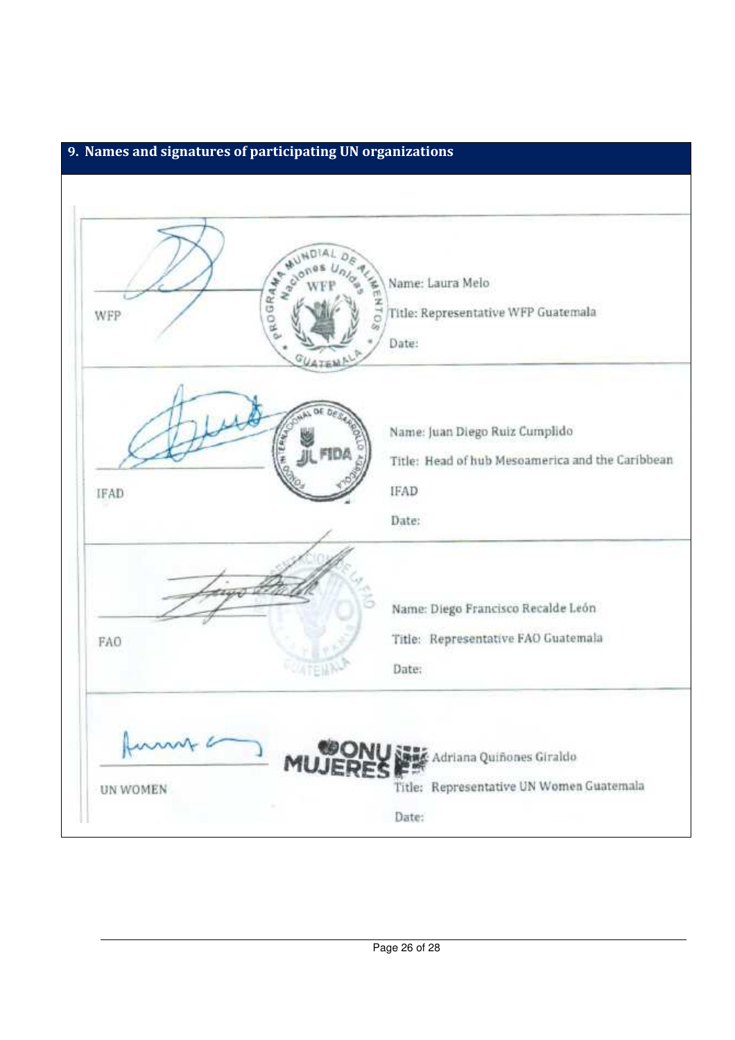## 9. Names and signatures of participating UN organizations

| | |
|---|---|
| WFP | Name: Laura Melo<br>Title: Representative WFP Guatemala<br>Date: |
| IFAD | Name: Juan Diego Ruiz Cumplido<br>Title: Head of hub Mesoamerica and the Caribbean IFAD<br>Date: |
| FAO | Name: Diego Francisco Recalde León<br>Title: Representative FAO Guatemala<br>Date: |
| UN WOMEN | Adriana Quiñones Giraldo<br>Title: Representative UN Women Guatemala<br>Date: |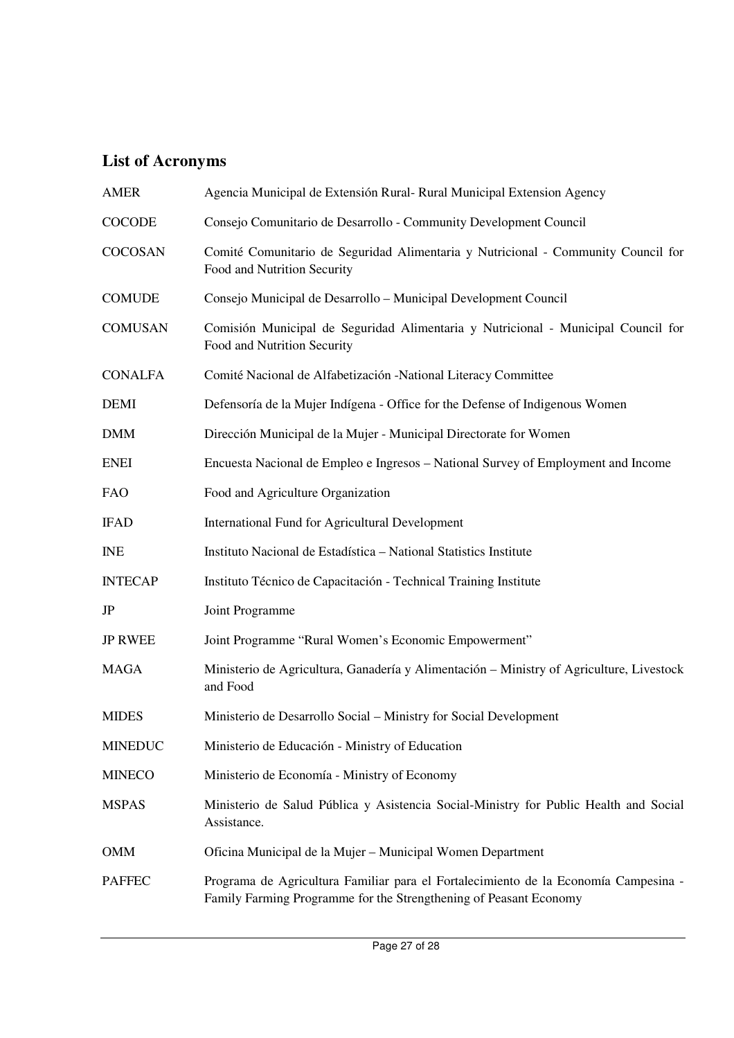## List of Acronyms

| | |
|---|---|
| AMER | Agencia Municipal de Extensión Rural- Rural Municipal Extension Agency |
| COCODE | Consejo Comunitario de Desarrollo - Community Development Council |
| COCOSAN | Comité Comunitario de Seguridad Alimentaria y Nutricional - Community Council for Food and Nutrition Security |
| COMUDE | Consejo Municipal de Desarrollo – Municipal Development Council |
| COMUSAN | Comisión Municipal de Seguridad Alimentaria y Nutricional - Municipal Council for Food and Nutrition Security |
| CONALFA | Comité Nacional de Alfabetización -National Literacy Committee |
| DEMI | Defensoría de la Mujer Indígena - Office for the Defense of Indigenous Women |
| DMM | Dirección Municipal de la Mujer - Municipal Directorate for Women |
| ENEI | Encuesta Nacional de Empleo e Ingresos – National Survey of Employment and Income |
| FAO | Food and Agriculture Organization |
| IFAD | International Fund for Agricultural Development |
| INE | Instituto Nacional de Estadística – National Statistics Institute |
| INTECAP | Instituto Técnico de Capacitación - Technical Training Institute |
| JP | Joint Programme |
| JP RWEE | Joint Programme "Rural Women's Economic Empowerment" |
| MAGA | Ministerio de Agricultura, Ganadería y Alimentación – Ministry of Agriculture, Livestock and Food |
| MIDES | Ministerio de Desarrollo Social – Ministry for Social Development |
| MINEDUC | Ministerio de Educación - Ministry of Education |
| MINECO | Ministerio de Economía - Ministry of Economy |
| MSPAS | Ministerio de Salud Pública y Asistencia Social-Ministry for Public Health and Social Assistance. |
| OMM | Oficina Municipal de la Mujer – Municipal Women Department |
| PAFFEC | Programa de Agricultura Familiar para el Fortalecimiento de la Economía Campesina - Family Farming Programme for the Strengthening of Peasant Economy |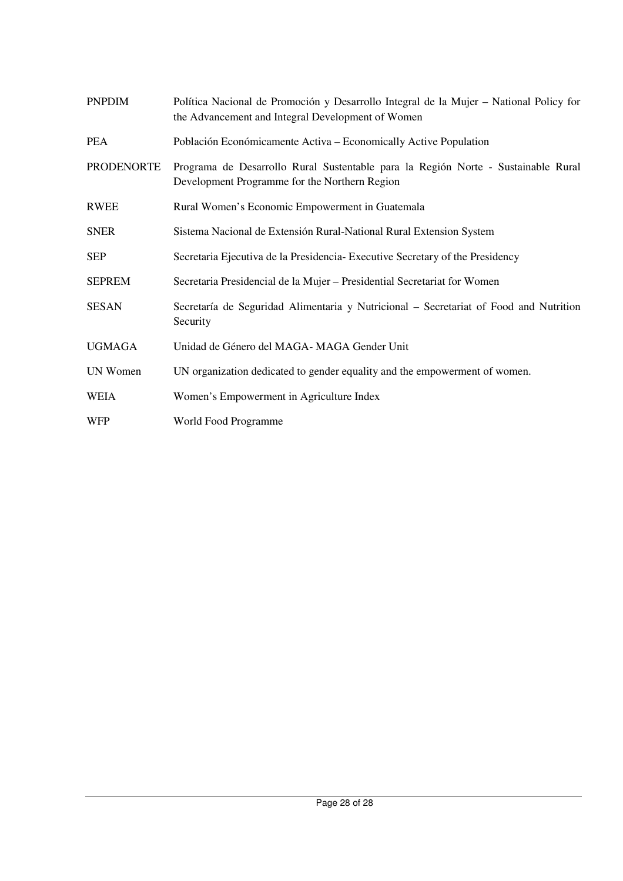| | |
|---|---|
| PNPDIM | Política Nacional de Promoción y Desarrollo Integral de la Mujer – National Policy for the Advancement and Integral Development of Women |
| PEA | Población Económicamente Activa – Economically Active Population |
| PRODENORTE | Programa de Desarrollo Rural Sustentable para la Región Norte - Sustainable Rural Development Programme for the Northern Region |
| RWEE | Rural Women's Economic Empowerment in Guatemala |
| SNER | Sistema Nacional de Extensión Rural-National Rural Extension System |
| SEP | Secretaria Ejecutiva de la Presidencia- Executive Secretary of the Presidency |
| SEPREM | Secretaria Presidencial de la Mujer – Presidential Secretariat for Women |
| SESAN | Secretaría de Seguridad Alimentaria y Nutricional – Secretariat of Food and Nutrition Security |
| UGMAGA | Unidad de Género del MAGA- MAGA Gender Unit |
| UN Women | UN organization dedicated to gender equality and the empowerment of women. |
| WEIA | Women's Empowerment in Agriculture Index |
| WFP | World Food Programme |